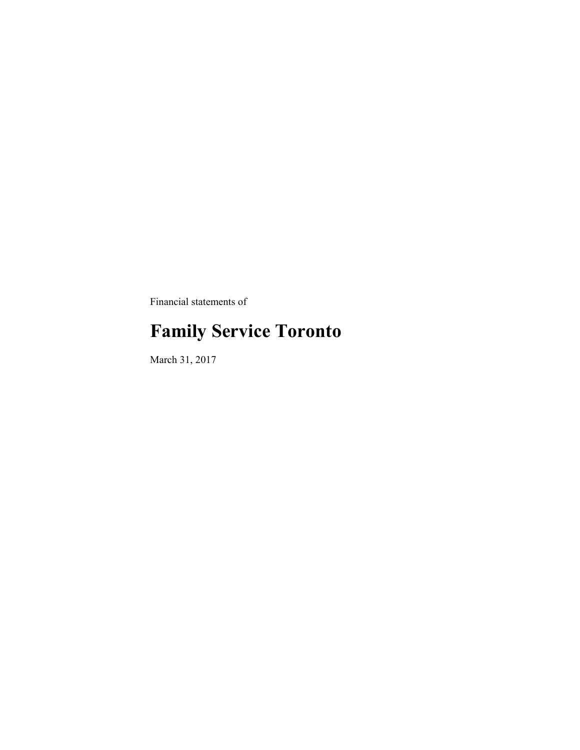Financial statements of

# Family Service Toronto

March 31, 2017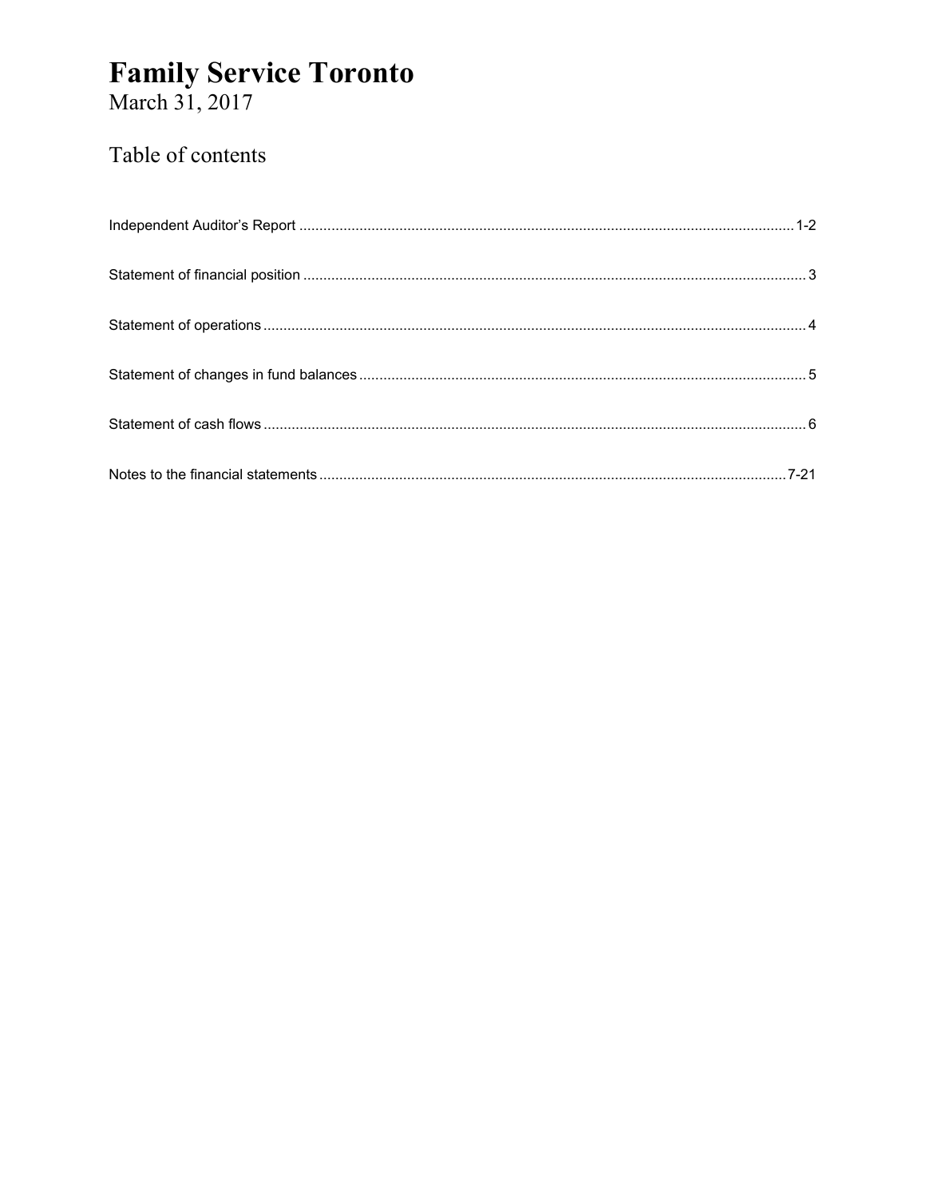# Family Service Toronto

March 31, 2017

## Table of contents

| | |
|---|---|
| Independent Auditor's Report | 1-2 |
| Statement of financial position | 3 |
| Statement of operations | 4 |
| Statement of changes in fund balances | 5 |
| Statement of cash flows | 6 |
| Notes to the financial statements | 7-21 |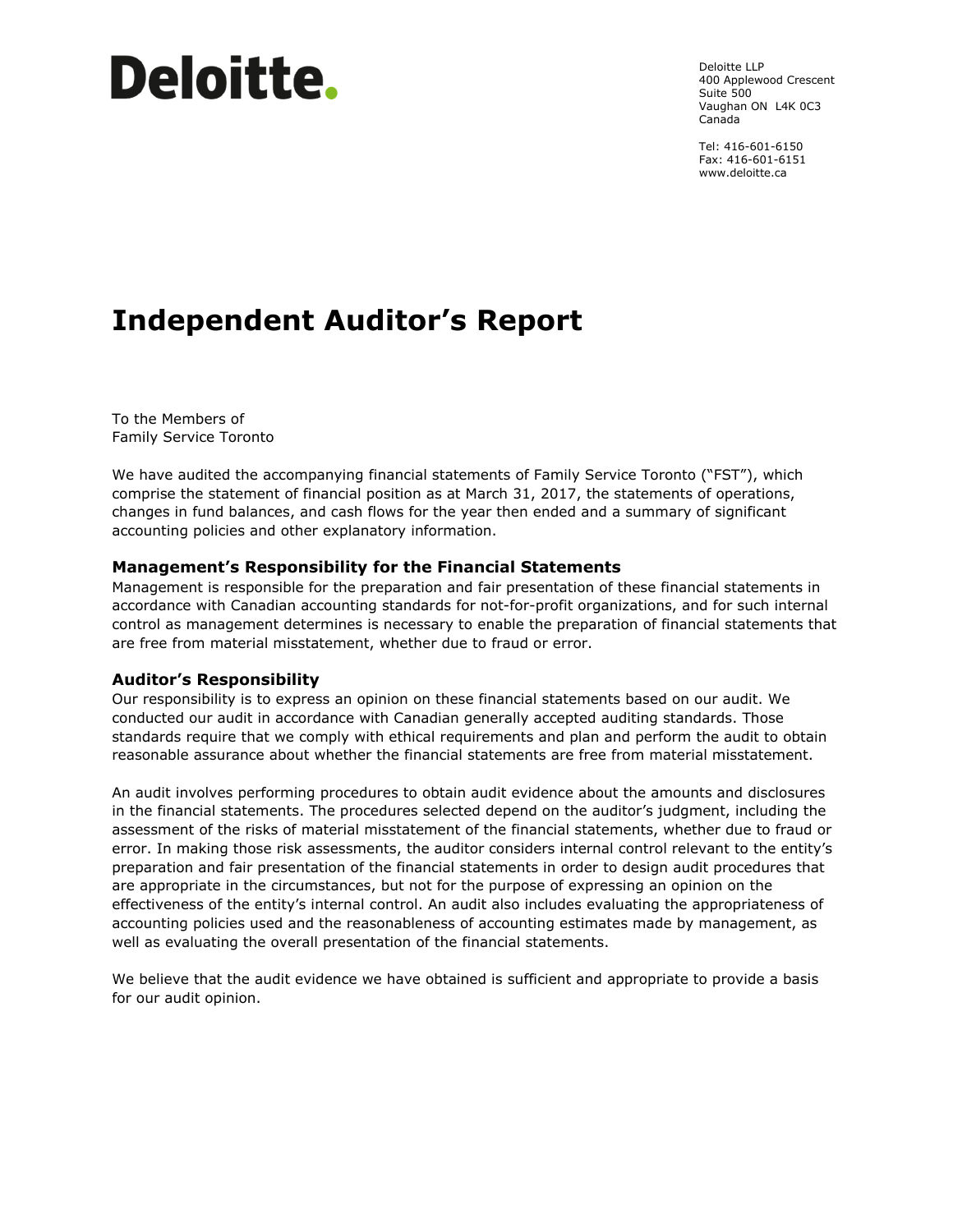Deloitte.

Deloitte LLP
400 Applewood Crescent
Suite 500
Vaughan ON L4K 0C3
Canada

Tel: 416-601-6150
Fax: 416-601-6151
www.deloitte.ca

# Independent Auditor's Report

To the Members of
Family Service Toronto

We have audited the accompanying financial statements of Family Service Toronto ("FST"), which comprise the statement of financial position as at March 31, 2017, the statements of operations, changes in fund balances, and cash flows for the year then ended and a summary of significant accounting policies and other explanatory information.

### Management's Responsibility for the Financial Statements

Management is responsible for the preparation and fair presentation of these financial statements in accordance with Canadian accounting standards for not-for-profit organizations, and for such internal control as management determines is necessary to enable the preparation of financial statements that are free from material misstatement, whether due to fraud or error.

### Auditor's Responsibility

Our responsibility is to express an opinion on these financial statements based on our audit. We conducted our audit in accordance with Canadian generally accepted auditing standards. Those standards require that we comply with ethical requirements and plan and perform the audit to obtain reasonable assurance about whether the financial statements are free from material misstatement.

An audit involves performing procedures to obtain audit evidence about the amounts and disclosures in the financial statements. The procedures selected depend on the auditor's judgment, including the assessment of the risks of material misstatement of the financial statements, whether due to fraud or error. In making those risk assessments, the auditor considers internal control relevant to the entity's preparation and fair presentation of the financial statements in order to design audit procedures that are appropriate in the circumstances, but not for the purpose of expressing an opinion on the effectiveness of the entity's internal control. An audit also includes evaluating the appropriateness of accounting policies used and the reasonableness of accounting estimates made by management, as well as evaluating the overall presentation of the financial statements.

We believe that the audit evidence we have obtained is sufficient and appropriate to provide a basis for our audit opinion.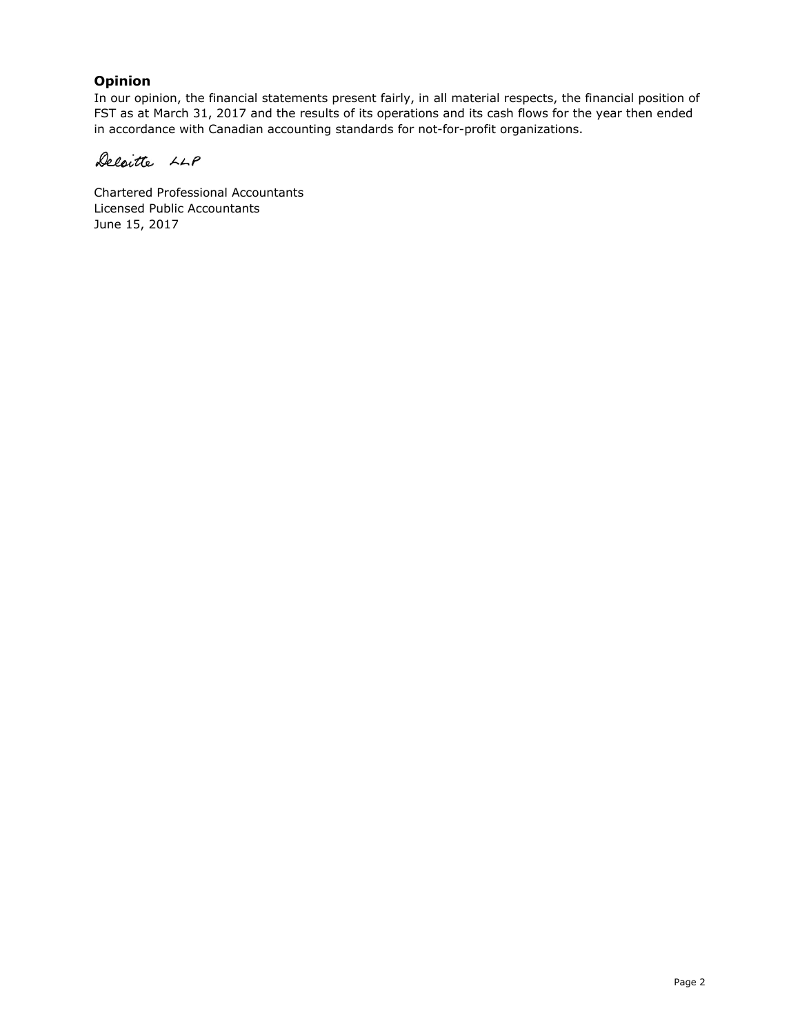## Opinion

In our opinion, the financial statements present fairly, in all material respects, the financial position of FST as at March 31, 2017 and the results of its operations and its cash flows for the year then ended in accordance with Canadian accounting standards for not-for-profit organizations.

Deloitte LLP

Chartered Professional Accountants
Licensed Public Accountants
June 15, 2017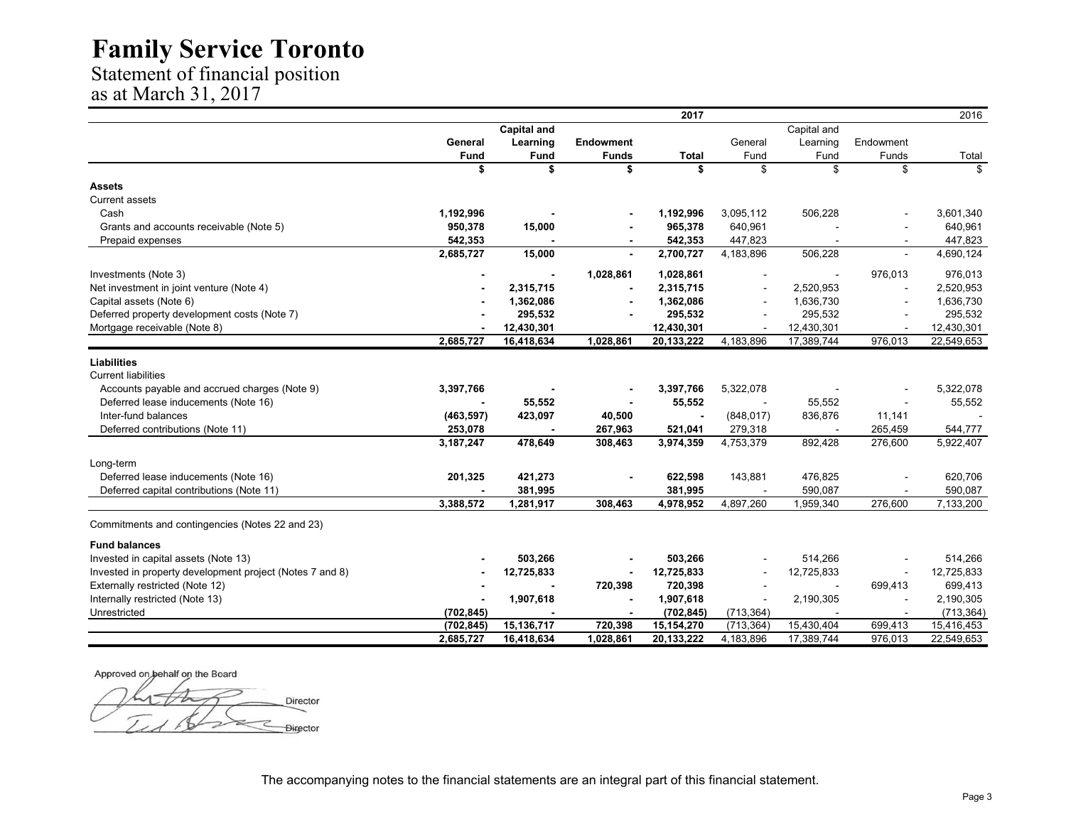# Family Service Toronto

Statement of financial position
as at March 31, 2017

| | 2017 | | | | 2016 | | | |
|---|---|---|---|---|---|---|---|---|
| | **General Fund** | **Capital and Learning Fund** | **Endowment Funds** | **Total** | General Fund | Capital and Learning Fund | Endowment Funds | Total |
| | **$** | **$** | **$** | **$** | $ | $ | $ | $ |
| **Assets** | | | | | | | | |
| Current assets | | | | | | | | |
| Cash | **1,192,996** | **-** | **-** | **1,192,996** | 3,095,112 | 506,228 | - | 3,601,340 |
| Grants and accounts receivable (Note 5) | **950,378** | **15,000** | **-** | **965,378** | 640,961 | - | - | 640,961 |
| Prepaid expenses | **542,353** | **-** | **-** | **542,353** | 447,823 | - | - | 447,823 |
| | **2,685,727** | **15,000** | **-** | **2,700,727** | 4,183,896 | 506,228 | - | 4,690,124 |
| Investments (Note 3) | **-** | **-** | **1,028,861** | **1,028,861** | - | - | 976,013 | 976,013 |
| Net investment in joint venture (Note 4) | **-** | **2,315,715** | **-** | **2,315,715** | - | 2,520,953 | - | 2,520,953 |
| Capital assets (Note 6) | **-** | **1,362,086** | **-** | **1,362,086** | - | 1,636,730 | - | 1,636,730 |
| Deferred property development costs (Note 7) | **-** | **295,532** | **-** | **295,532** | - | 295,532 | - | 295,532 |
| Mortgage receivable (Note 8) | **-** | **12,430,301** | | **12,430,301** | - | 12,430,301 | - | 12,430,301 |
| | **2,685,727** | **16,418,634** | **1,028,861** | **20,133,222** | 4,183,896 | 17,389,744 | 976,013 | 22,549,653 |
| **Liabilities** | | | | | | | | |
| Current liabilities | | | | | | | | |
| Accounts payable and accrued charges (Note 9) | **3,397,766** | **-** | **-** | **3,397,766** | 5,322,078 | - | - | 5,322,078 |
| Deferred lease inducements (Note 16) | **-** | **55,552** | **-** | **55,552** | - | 55,552 | - | 55,552 |
| Inter-fund balances | **(463,597)** | **423,097** | **40,500** | **-** | (848,017) | 836,876 | 11,141 | - |
| Deferred contributions (Note 11) | **253,078** | **-** | **267,963** | **521,041** | 279,318 | - | 265,459 | 544,777 |
| | **3,187,247** | **478,649** | **308,463** | **3,974,359** | 4,753,379 | 892,428 | 276,600 | 5,922,407 |
| Long-term | | | | | | | | |
| Deferred lease inducements (Note 16) | **201,325** | **421,273** | **-** | **622,598** | 143,881 | 476,825 | - | 620,706 |
| Deferred capital contributions (Note 11) | **-** | **381,995** | | **381,995** | - | 590,087 | - | 590,087 |
| | **3,388,572** | **1,281,917** | **308,463** | **4,978,952** | 4,897,260 | 1,959,340 | 276,600 | 7,133,200 |
| Commitments and contingencies (Notes 22 and 23) | | | | | | | | |
| **Fund balances** | | | | | | | | |
| Invested in capital assets (Note 13) | **-** | **503,266** | **-** | **503,266** | - | 514,266 | - | 514,266 |
| Invested in property development project (Notes 7 and 8) | **-** | **12,725,833** | **-** | **12,725,833** | - | 12,725,833 | - | 12,725,833 |
| Externally restricted (Note 12) | **-** | **-** | **720,398** | **720,398** | - | - | 699,413 | 699,413 |
| Internally restricted (Note 13) | **-** | **1,907,618** | **-** | **1,907,618** | - | 2,190,305 | - | 2,190,305 |
| Unrestricted | **(702,845)** | **-** | **-** | **(702,845)** | (713,364) | - | - | (713,364) |
| | **(702,845)** | **15,136,717** | **720,398** | **15,154,270** | (713,364) | 15,430,404 | 699,413 | 15,416,453 |
| | **2,685,727** | **16,418,634** | **1,028,861** | **20,133,222** | 4,183,896 | 17,389,744 | 976,013 | 22,549,653 |

Approved on behalf on the Board

_________________________ Director

_________________________ Director

The accompanying notes to the financial statements are an integral part of this financial statement.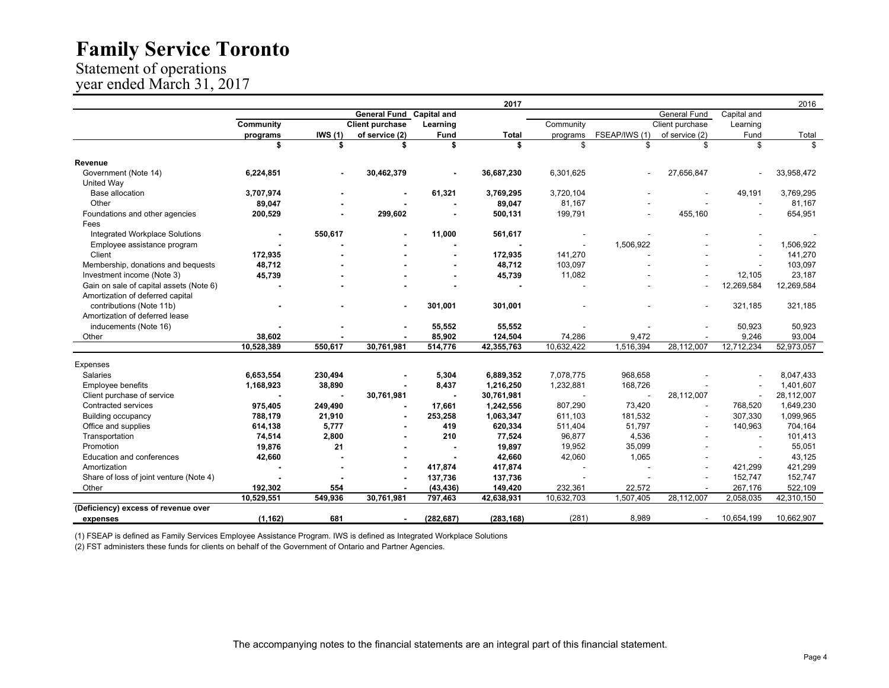# Family Service Toronto

## Statement of operations
## year ended March 31, 2017

| | 2017 | | | | | 2016 | | | | | |
|---|---|---|---|---|---|---|---|---|---|---|---|
| | Community programs | IWS (1) | General Fund Client purchase of service (2) | Capital and Learning Fund | Total | Community programs | FSEAP/IWS (1) | General Fund Client purchase of service (2) | Capital and Learning Fund | Total |
| | $ | $ | $ | $ | $ | $ | $ | $ | $ | $ |
| **Revenue** | | | | | | | | | | |
| Government (Note 14) | 6,224,851 | - | 30,462,379 | - | 36,687,230 | 6,301,625 | - | 27,656,847 | - | 33,958,472 |
| United Way | | | | | | | | | | |
| Base allocation | 3,707,974 | - | - | 61,321 | 3,769,295 | 3,720,104 | - | - | 49,191 | 3,769,295 |
| Other | 89,047 | - | - | - | 89,047 | 81,167 | - | - | - | 81,167 |
| Foundations and other agencies | 200,529 | - | 299,602 | - | 500,131 | 199,791 | - | 455,160 | - | 654,951 |
| Fees | | | | | | | | | | |
| Integrated Workplace Solutions | - | 550,617 | - | 11,000 | 561,617 | - | - | - | - | - |
| Employee assistance program | - | - | - | - | - | - | 1,506,922 | - | - | 1,506,922 |
| Client | 172,935 | - | - | - | 172,935 | 141,270 | - | - | - | 141,270 |
| Membership, donations and bequests | 48,712 | - | - | - | 48,712 | 103,097 | - | - | - | 103,097 |
| Investment income (Note 3) | 45,739 | - | - | - | 45,739 | 11,082 | - | - | 12,105 | 23,187 |
| Gain on sale of capital assets (Note 6) | - | - | - | - | - | - | - | - | 12,269,584 | 12,269,584 |
| Amortization of deferred capital contributions (Note 11b) | - | - | - | 301,001 | 301,001 | - | - | - | 321,185 | 321,185 |
| Amortization of deferred lease inducements (Note 16) | - | - | - | 55,552 | 55,552 | - | - | - | 50,923 | 50,923 |
| Other | 38,602 | - | - | 85,902 | 124,504 | 74,286 | 9,472 | - | 9,246 | 93,004 |
| | 10,528,389 | 550,617 | 30,761,981 | 514,776 | 42,355,763 | 10,632,422 | 1,516,394 | 28,112,007 | 12,712,234 | 52,973,057 |
| Expenses | | | | | | | | | | |
| Salaries | 6,653,554 | 230,494 | - | 5,304 | 6,889,352 | 7,078,775 | 968,658 | - | - | 8,047,433 |
| Employee benefits | 1,168,923 | 38,890 | - | 8,437 | 1,216,250 | 1,232,881 | 168,726 | - | - | 1,401,607 |
| Client purchase of service | - | - | 30,761,981 | - | 30,761,981 | - | - | 28,112,007 | - | 28,112,007 |
| Contracted services | 975,405 | 249,490 | - | 17,661 | 1,242,556 | 807,290 | 73,420 | - | 768,520 | 1,649,230 |
| Building occupancy | 788,179 | 21,910 | - | 253,258 | 1,063,347 | 611,103 | 181,532 | - | 307,330 | 1,099,965 |
| Office and supplies | 614,138 | 5,777 | - | 419 | 620,334 | 511,404 | 51,797 | - | 140,963 | 704,164 |
| Transportation | 74,514 | 2,800 | - | 210 | 77,524 | 96,877 | 4,536 | - | - | 101,413 |
| Promotion | 19,876 | 21 | - | - | 19,897 | 19,952 | 35,099 | - | - | 55,051 |
| Education and conferences | 42,660 | - | - | - | 42,660 | 42,060 | 1,065 | - | - | 43,125 |
| Amortization | - | - | - | 417,874 | 417,874 | - | - | - | 421,299 | 421,299 |
| Share of loss of joint venture (Note 4) | - | - | - | 137,736 | 137,736 | - | - | - | 152,747 | 152,747 |
| Other | 192,302 | 554 | - | (43,436) | 149,420 | 232,361 | 22,572 | - | 267,176 | 522,109 |
| | 10,529,551 | 549,936 | 30,761,981 | 797,463 | 42,638,931 | 10,632,703 | 1,507,405 | 28,112,007 | 2,058,035 | 42,310,150 |
| **(Deficiency) excess of revenue over expenses** | (1,162) | 681 | - | (282,687) | (283,168) | (281) | 8,989 | - | 10,654,199 | 10,662,907 |

(1) FSEAP is defined as Family Services Employee Assistance Program. IWS is defined as Integrated Workplace Solutions

(2) FST administers these funds for clients on behalf of the Government of Ontario and Partner Agencies.

The accompanying notes to the financial statements are an integral part of this financial statement.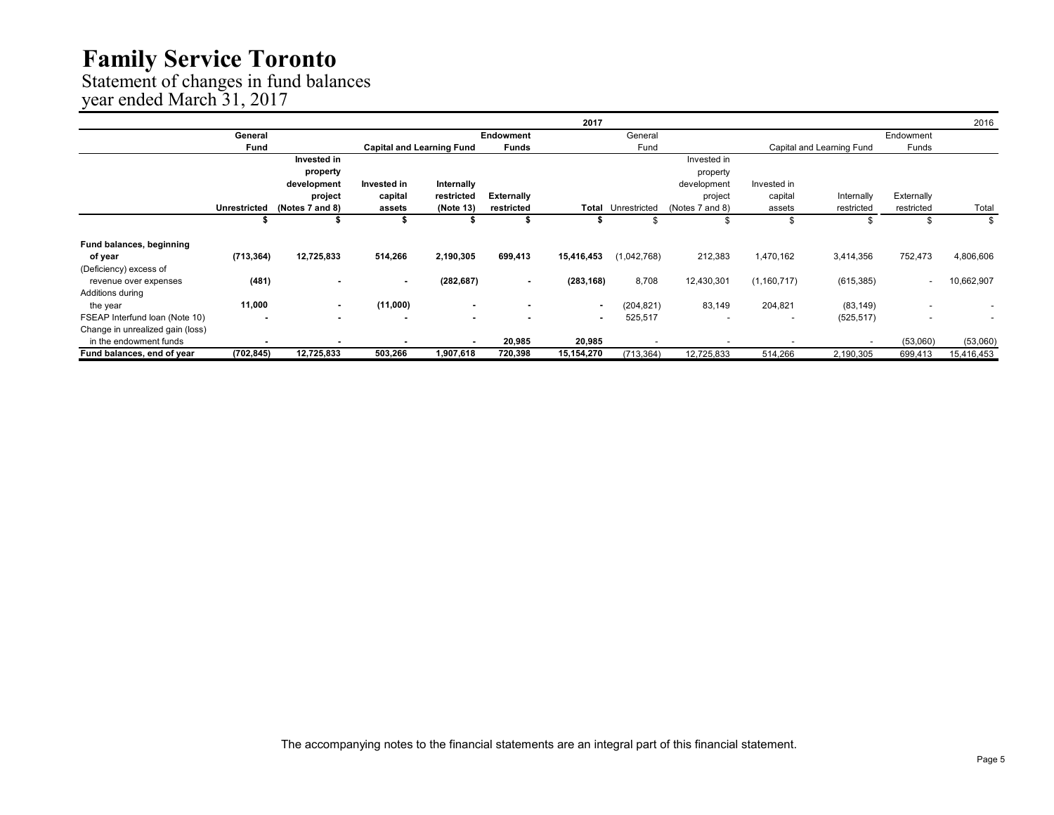# Family Service Toronto

Statement of changes in fund balances
year ended March 31, 2017

| | 2017 | | | | | | 2016 | | | | | |
|---|---|---|---|---|---|---|---|---|---|---|---|---|
| | General Fund | | Capital and Learning Fund | | Endowment Funds | | General Fund | | Capital and Learning Fund | | Endowment Funds | |
| | Unrestricted | Invested in property development project (Notes 7 and 8) | Invested in capital assets | Internally restricted (Note 13) | Externally restricted | Total | Unrestricted | Invested in property development project (Notes 7 and 8) | Invested in capital assets | Internally restricted | Externally restricted | Total |
| | $ | $ | $ | $ | $ | $ | $ | $ | $ | $ | $ | $ |
| **Fund balances, beginning of year** | (713,364) | 12,725,833 | 514,266 | 2,190,305 | 699,413 | 15,416,453 | (1,042,768) | 212,383 | 1,470,162 | 3,414,356 | 752,473 | 4,806,606 |
| (Deficiency) excess of revenue over expenses | (481) | - | - | (282,687) | - | (283,168) | 8,708 | 12,430,301 | (1,160,717) | (615,385) | - | 10,662,907 |
| Additions during the year | 11,000 | - | (11,000) | - | - | - | (204,821) | 83,149 | 204,821 | (83,149) | - | - |
| FSEAP Interfund loan (Note 10) | - | - | - | - | - | - | 525,517 | - | - | (525,517) | - | - |
| Change in unrealized gain (loss) in the endowment funds | - | - | - | - | 20,985 | 20,985 | - | - | - | - | (53,060) | (53,060) |
| **Fund balances, end of year** | (702,845) | 12,725,833 | 503,266 | 1,907,618 | 720,398 | 15,154,270 | (713,364) | 12,725,833 | 514,266 | 2,190,305 | 699,413 | 15,416,453 |

The accompanying notes to the financial statements are an integral part of this financial statement.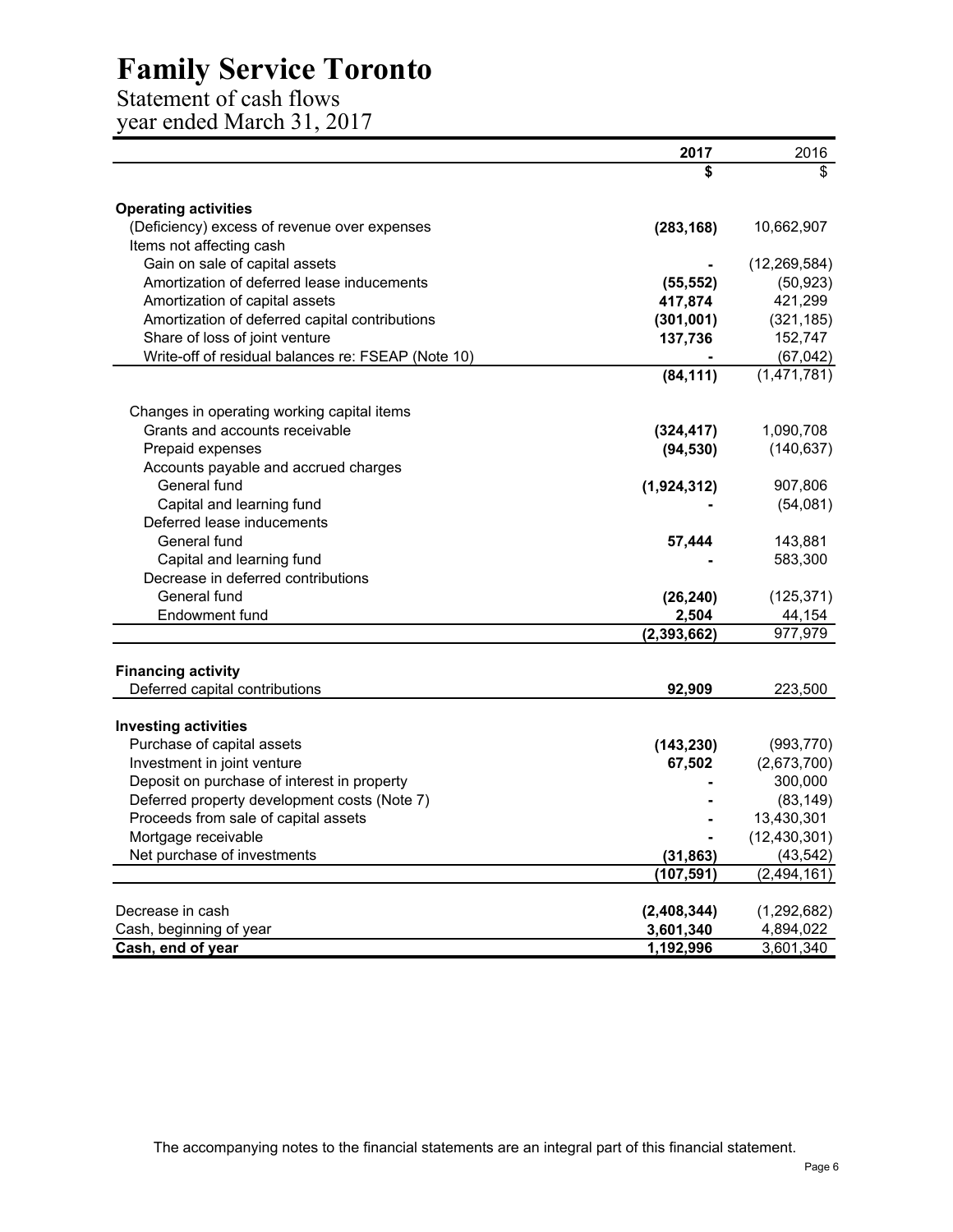# Family Service Toronto

## Statement of cash flows
year ended March 31, 2017

| | 2017 | 2016 |
|---|---|---|
| | **$** | $ |
| **Operating activities** | | |
| (Deficiency) excess of revenue over expenses | **(283,168)** | 10,662,907 |
| Items not affecting cash | | |
| Gain on sale of capital assets | **-** | (12,269,584) |
| Amortization of deferred lease inducements | **(55,552)** | (50,923) |
| Amortization of capital assets | **417,874** | 421,299 |
| Amortization of deferred capital contributions | **(301,001)** | (321,185) |
| Share of loss of joint venture | **137,736** | 152,747 |
| Write-off of residual balances re: FSEAP (Note 10) | **-** | (67,042) |
| | **(84,111)** | (1,471,781) |
| Changes in operating working capital items | | |
| Grants and accounts receivable | **(324,417)** | 1,090,708 |
| Prepaid expenses | **(94,530)** | (140,637) |
| Accounts payable and accrued charges | | |
| General fund | **(1,924,312)** | 907,806 |
| Capital and learning fund | **-** | (54,081) |
| Deferred lease inducements | | |
| General fund | **57,444** | 143,881 |
| Capital and learning fund | **-** | 583,300 |
| Decrease in deferred contributions | | |
| General fund | **(26,240)** | (125,371) |
| Endowment fund | **2,504** | 44,154 |
| | **(2,393,662)** | 977,979 |
| **Financing activity** | | |
| Deferred capital contributions | **92,909** | 223,500 |
| **Investing activities** | | |
| Purchase of capital assets | **(143,230)** | (993,770) |
| Investment in joint venture | **67,502** | (2,673,700) |
| Deposit on purchase of interest in property | **-** | 300,000 |
| Deferred property development costs (Note 7) | **-** | (83,149) |
| Proceeds from sale of capital assets | **-** | 13,430,301 |
| Mortgage receivable | **-** | (12,430,301) |
| Net purchase of investments | **(31,863)** | (43,542) |
| | **(107,591)** | (2,494,161) |
| Decrease in cash | **(2,408,344)** | (1,292,682) |
| Cash, beginning of year | **3,601,340** | 4,894,022 |
| **Cash, end of year** | **1,192,996** | 3,601,340 |

The accompanying notes to the financial statements are an integral part of this financial statement.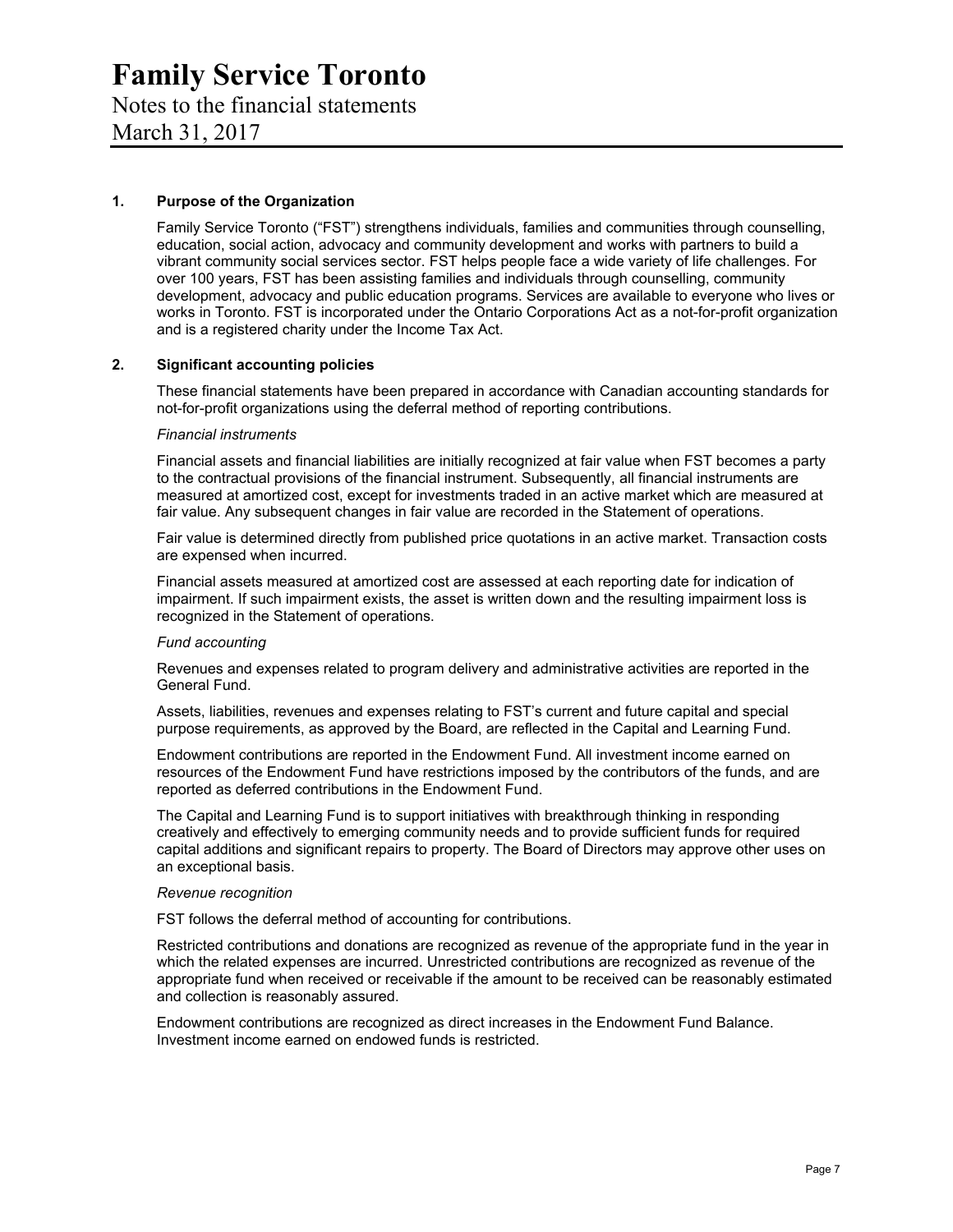# Family Service Toronto

Notes to the financial statements

March 31, 2017

## 1. Purpose of the Organization

Family Service Toronto ("FST") strengthens individuals, families and communities through counselling, education, social action, advocacy and community development and works with partners to build a vibrant community social services sector. FST helps people face a wide variety of life challenges. For over 100 years, FST has been assisting families and individuals through counselling, community development, advocacy and public education programs. Services are available to everyone who lives or works in Toronto. FST is incorporated under the Ontario Corporations Act as a not-for-profit organization and is a registered charity under the Income Tax Act.

## 2. Significant accounting policies

These financial statements have been prepared in accordance with Canadian accounting standards for not-for-profit organizations using the deferral method of reporting contributions.

*Financial instruments*

Financial assets and financial liabilities are initially recognized at fair value when FST becomes a party to the contractual provisions of the financial instrument. Subsequently, all financial instruments are measured at amortized cost, except for investments traded in an active market which are measured at fair value. Any subsequent changes in fair value are recorded in the Statement of operations.

Fair value is determined directly from published price quotations in an active market. Transaction costs are expensed when incurred.

Financial assets measured at amortized cost are assessed at each reporting date for indication of impairment. If such impairment exists, the asset is written down and the resulting impairment loss is recognized in the Statement of operations.

*Fund accounting*

Revenues and expenses related to program delivery and administrative activities are reported in the General Fund.

Assets, liabilities, revenues and expenses relating to FST's current and future capital and special purpose requirements, as approved by the Board, are reflected in the Capital and Learning Fund.

Endowment contributions are reported in the Endowment Fund. All investment income earned on resources of the Endowment Fund have restrictions imposed by the contributors of the funds, and are reported as deferred contributions in the Endowment Fund.

The Capital and Learning Fund is to support initiatives with breakthrough thinking in responding creatively and effectively to emerging community needs and to provide sufficient funds for required capital additions and significant repairs to property. The Board of Directors may approve other uses on an exceptional basis.

*Revenue recognition*

FST follows the deferral method of accounting for contributions.

Restricted contributions and donations are recognized as revenue of the appropriate fund in the year in which the related expenses are incurred. Unrestricted contributions are recognized as revenue of the appropriate fund when received or receivable if the amount to be received can be reasonably estimated and collection is reasonably assured.

Endowment contributions are recognized as direct increases in the Endowment Fund Balance. Investment income earned on endowed funds is restricted.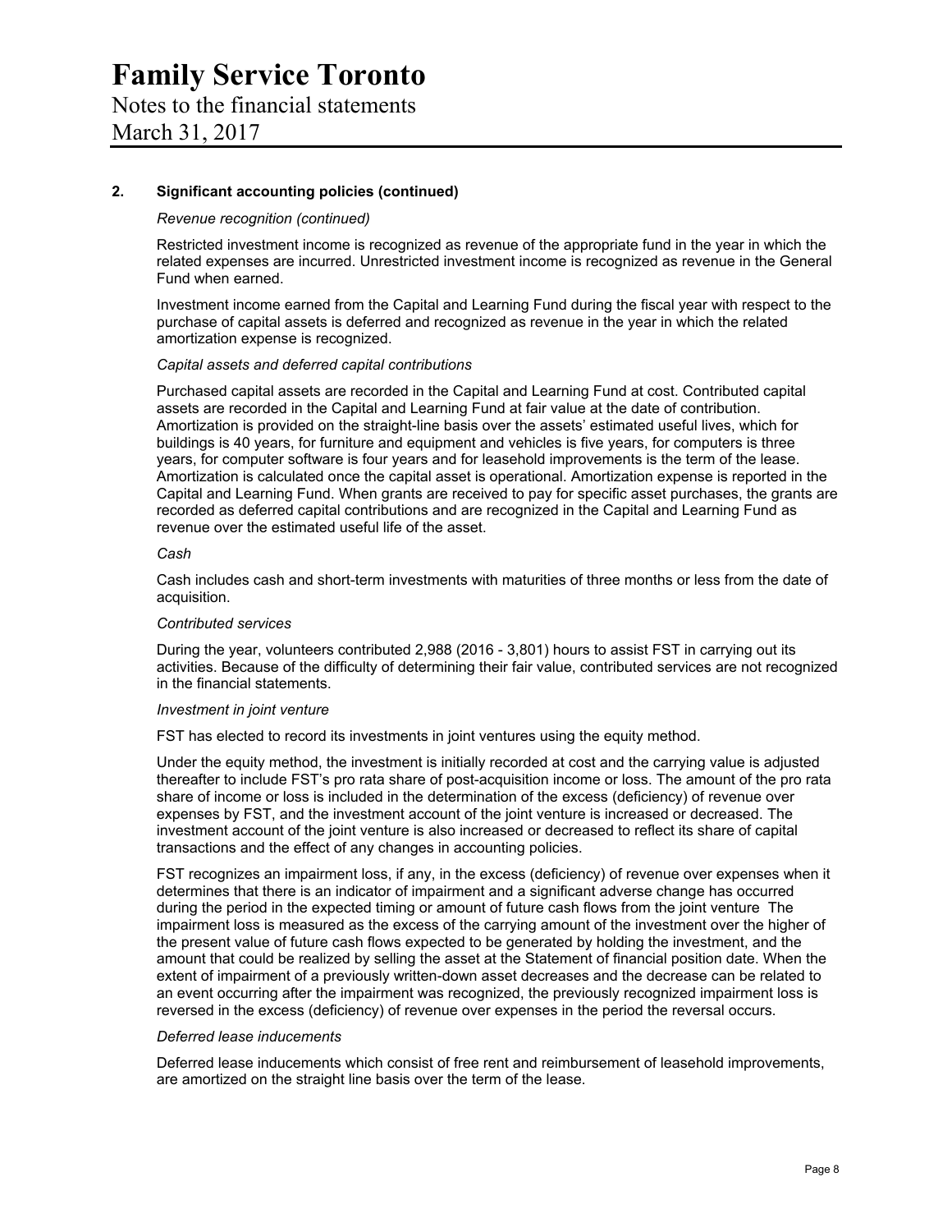# Family Service Toronto

Notes to the financial statements
March 31, 2017

## 2. Significant accounting policies (continued)

*Revenue recognition (continued)*

Restricted investment income is recognized as revenue of the appropriate fund in the year in which the related expenses are incurred. Unrestricted investment income is recognized as revenue in the General Fund when earned.

Investment income earned from the Capital and Learning Fund during the fiscal year with respect to the purchase of capital assets is deferred and recognized as revenue in the year in which the related amortization expense is recognized.

*Capital assets and deferred capital contributions*

Purchased capital assets are recorded in the Capital and Learning Fund at cost. Contributed capital assets are recorded in the Capital and Learning Fund at fair value at the date of contribution. Amortization is provided on the straight-line basis over the assets' estimated useful lives, which for buildings is 40 years, for furniture and equipment and vehicles is five years, for computers is three years, for computer software is four years and for leasehold improvements is the term of the lease. Amortization is calculated once the capital asset is operational. Amortization expense is reported in the Capital and Learning Fund. When grants are received to pay for specific asset purchases, the grants are recorded as deferred capital contributions and are recognized in the Capital and Learning Fund as revenue over the estimated useful life of the asset.

*Cash*

Cash includes cash and short-term investments with maturities of three months or less from the date of acquisition.

*Contributed services*

During the year, volunteers contributed 2,988 (2016 - 3,801) hours to assist FST in carrying out its activities. Because of the difficulty of determining their fair value, contributed services are not recognized in the financial statements.

*Investment in joint venture*

FST has elected to record its investments in joint ventures using the equity method.

Under the equity method, the investment is initially recorded at cost and the carrying value is adjusted thereafter to include FST's pro rata share of post-acquisition income or loss. The amount of the pro rata share of income or loss is included in the determination of the excess (deficiency) of revenue over expenses by FST, and the investment account of the joint venture is increased or decreased. The investment account of the joint venture is also increased or decreased to reflect its share of capital transactions and the effect of any changes in accounting policies.

FST recognizes an impairment loss, if any, in the excess (deficiency) of revenue over expenses when it determines that there is an indicator of impairment and a significant adverse change has occurred during the period in the expected timing or amount of future cash flows from the joint venture The impairment loss is measured as the excess of the carrying amount of the investment over the higher of the present value of future cash flows expected to be generated by holding the investment, and the amount that could be realized by selling the asset at the Statement of financial position date. When the extent of impairment of a previously written-down asset decreases and the decrease can be related to an event occurring after the impairment was recognized, the previously recognized impairment loss is reversed in the excess (deficiency) of revenue over expenses in the period the reversal occurs.

*Deferred lease inducements*

Deferred lease inducements which consist of free rent and reimbursement of leasehold improvements, are amortized on the straight line basis over the term of the lease.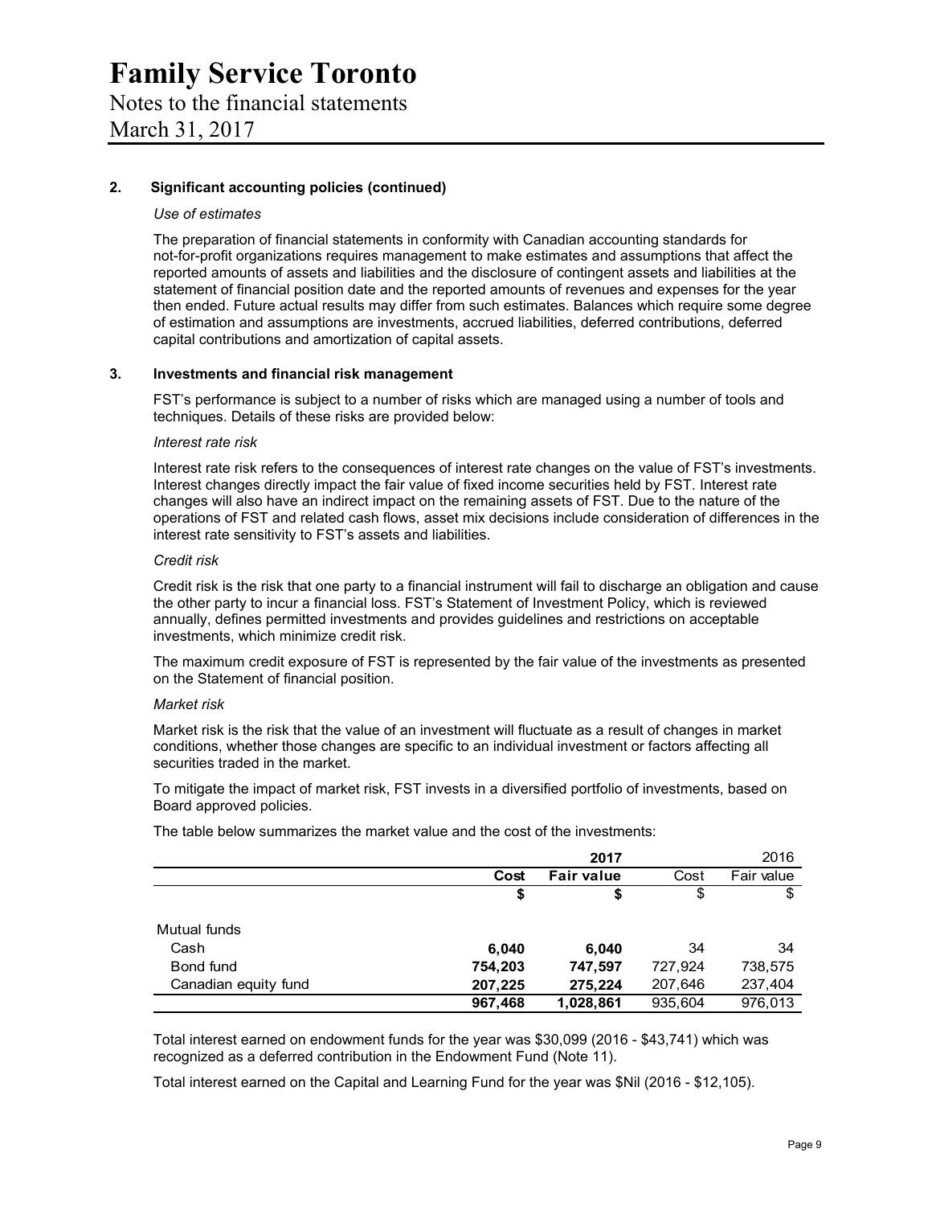# Family Service Toronto

Notes to the financial statements

March 31, 2017

## 2. Significant accounting policies (continued)

*Use of estimates*

The preparation of financial statements in conformity with Canadian accounting standards for not-for-profit organizations requires management to make estimates and assumptions that affect the reported amounts of assets and liabilities and the disclosure of contingent assets and liabilities at the statement of financial position date and the reported amounts of revenues and expenses for the year then ended. Future actual results may differ from such estimates. Balances which require some degree of estimation and assumptions are investments, accrued liabilities, deferred contributions, deferred capital contributions and amortization of capital assets.

## 3. Investments and financial risk management

FST's performance is subject to a number of risks which are managed using a number of tools and techniques. Details of these risks are provided below:

*Interest rate risk*

Interest rate risk refers to the consequences of interest rate changes on the value of FST's investments. Interest changes directly impact the fair value of fixed income securities held by FST. Interest rate changes will also have an indirect impact on the remaining assets of FST. Due to the nature of the operations of FST and related cash flows, asset mix decisions include consideration of differences in the interest rate sensitivity to FST's assets and liabilities.

*Credit risk*

Credit risk is the risk that one party to a financial instrument will fail to discharge an obligation and cause the other party to incur a financial loss. FST's Statement of Investment Policy, which is reviewed annually, defines permitted investments and provides guidelines and restrictions on acceptable investments, which minimize credit risk.

The maximum credit exposure of FST is represented by the fair value of the investments as presented on the Statement of financial position.

*Market risk*

Market risk is the risk that the value of an investment will fluctuate as a result of changes in market conditions, whether those changes are specific to an individual investment or factors affecting all securities traded in the market.

To mitigate the impact of market risk, FST invests in a diversified portfolio of investments, based on Board approved policies.

The table below summarizes the market value and the cost of the investments:

| | **2017** | | 2016 | |
|---|---|---|---|---|
| | **Cost** | **Fair value** | Cost | Fair value |
| | **$** | **$** | $ | $ |
| Mutual funds | | | | |
| Cash | **6,040** | **6,040** | 34 | 34 |
| Bond fund | **754,203** | **747,597** | 727,924 | 738,575 |
| Canadian equity fund | **207,225** | **275,224** | 207,646 | 237,404 |
| | **967,468** | **1,028,861** | 935,604 | 976,013 |

Total interest earned on endowment funds for the year was $30,099 (2016 - $43,741) which was recognized as a deferred contribution in the Endowment Fund (Note 11).

Total interest earned on the Capital and Learning Fund for the year was $Nil (2016 - $12,105).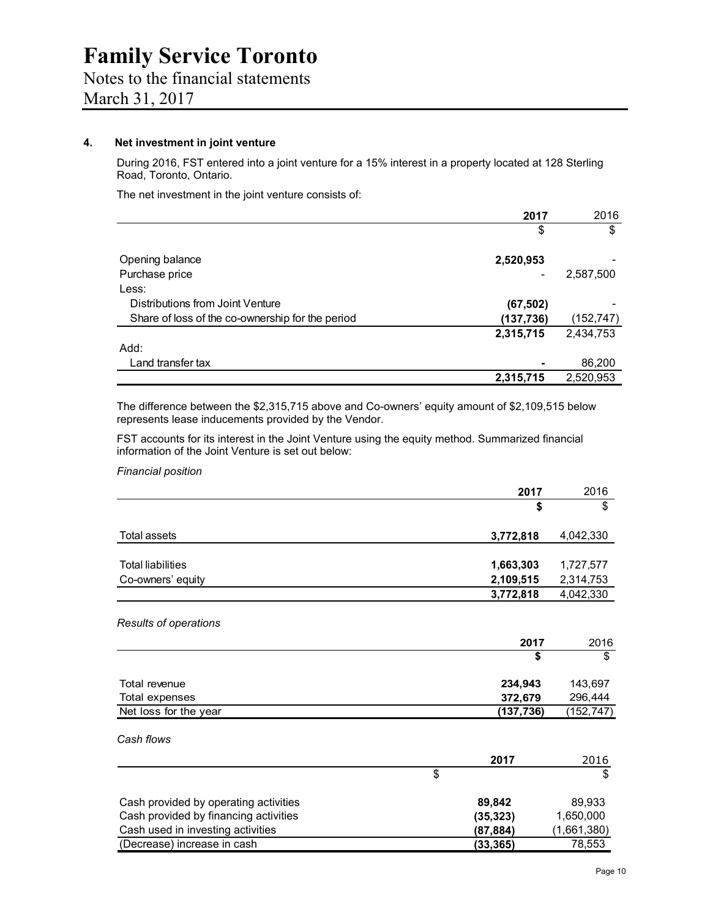# Family Service Toronto

Notes to the financial statements
March 31, 2017

## 4. Net investment in joint venture

During 2016, FST entered into a joint venture for a 15% interest in a property located at 128 Sterling Road, Toronto, Ontario.

The net investment in the joint venture consists of:

| | **2017** | 2016 |
|---|---|---|
| | $ | $ |
| Opening balance | **2,520,953** | - |
| Purchase price | - | 2,587,500 |
| Less: | | |
| Distributions from Joint Venture | **(67,502)** | - |
| Share of loss of the co-ownership for the period | **(137,736)** | (152,747) |
| | **2,315,715** | 2,434,753 |
| Add: | | |
| Land transfer tax | **-** | 86,200 |
| | **2,315,715** | 2,520,953 |

The difference between the $2,315,715 above and Co-owners' equity amount of $2,109,515 below represents lease inducements provided by the Vendor.

FST accounts for its interest in the Joint Venture using the equity method. Summarized financial information of the Joint Venture is set out below:

*Financial position*

| | **2017** | 2016 |
|---|---|---|
| | **$** | $ |
| Total assets | **3,772,818** | 4,042,330 |
| Total liabilities | **1,663,303** | 1,727,577 |
| Co-owners' equity | **2,109,515** | 2,314,753 |
| | **3,772,818** | 4,042,330 |

*Results of operations*

| | **2017** | 2016 |
|---|---|---|
| | **$** | $ |
| Total revenue | **234,943** | 143,697 |
| Total expenses | **372,679** | 296,444 |
| Net loss for the year | **(137,736)** | (152,747) |

*Cash flows*

| | **2017** | 2016 |
|---|---|---|
| | $ | $ |
| Cash provided by operating activities | **89,842** | 89,933 |
| Cash provided by financing activities | **(35,323)** | 1,650,000 |
| Cash used in investing activities | **(87,884)** | (1,661,380) |
| (Decrease) increase in cash | **(33,365)** | 78,553 |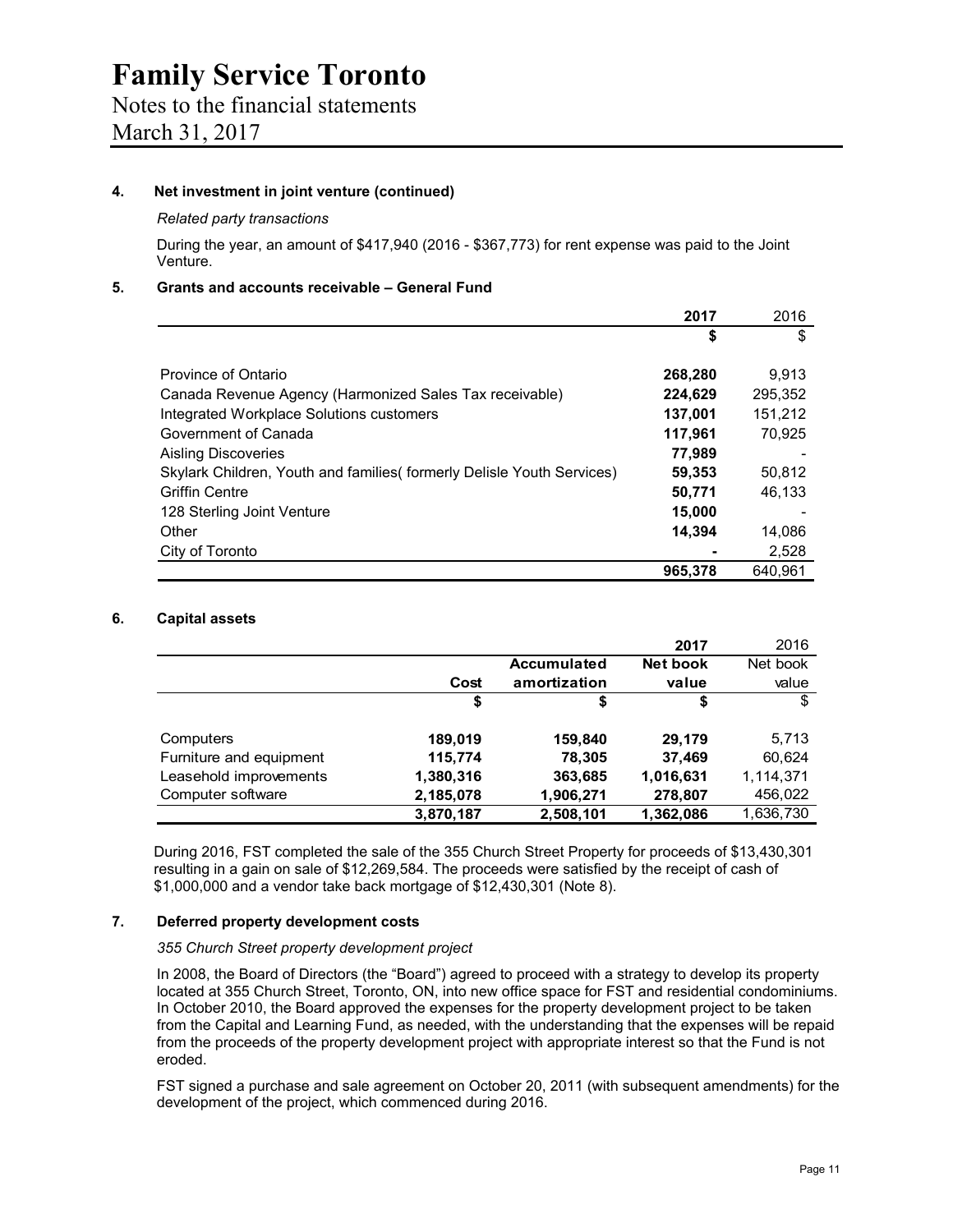# Family Service Toronto

Notes to the financial statements

March 31, 2017

### 4. Net investment in joint venture (continued)

*Related party transactions*

During the year, an amount of $417,940 (2016 - $367,773) for rent expense was paid to the Joint Venture.

### 5. Grants and accounts receivable – General Fund

| | **2017** | 2016 |
|---|---|---|
| | **$** | $ |
| Province of Ontario | **268,280** | 9,913 |
| Canada Revenue Agency (Harmonized Sales Tax receivable) | **224,629** | 295,352 |
| Integrated Workplace Solutions customers | **137,001** | 151,212 |
| Government of Canada | **117,961** | 70,925 |
| Aisling Discoveries | **77,989** | - |
| Skylark Children, Youth and families( formerly Delisle Youth Services) | **59,353** | 50,812 |
| Griffin Centre | **50,771** | 46,133 |
| 128 Sterling Joint Venture | **15,000** | - |
| Other | **14,394** | 14,086 |
| City of Toronto | **-** | 2,528 |
| | **965,378** | 640,961 |

### 6. Capital assets

| | | | **2017** | 2016 |
|---|---|---|---|---|
| | **Cost** | **Accumulated amortization** | **Net book value** | Net book value |
| | **$** | **$** | **$** | $ |
| Computers | **189,019** | **159,840** | **29,179** | 5,713 |
| Furniture and equipment | **115,774** | **78,305** | **37,469** | 60,624 |
| Leasehold improvements | **1,380,316** | **363,685** | **1,016,631** | 1,114,371 |
| Computer software | **2,185,078** | **1,906,271** | **278,807** | 456,022 |
| | **3,870,187** | **2,508,101** | **1,362,086** | 1,636,730 |

During 2016, FST completed the sale of the 355 Church Street Property for proceeds of $13,430,301 resulting in a gain on sale of $12,269,584. The proceeds were satisfied by the receipt of cash of $1,000,000 and a vendor take back mortgage of $12,430,301 (Note 8).

### 7. Deferred property development costs

*355 Church Street property development project*

In 2008, the Board of Directors (the "Board") agreed to proceed with a strategy to develop its property located at 355 Church Street, Toronto, ON, into new office space for FST and residential condominiums. In October 2010, the Board approved the expenses for the property development project to be taken from the Capital and Learning Fund, as needed, with the understanding that the expenses will be repaid from the proceeds of the property development project with appropriate interest so that the Fund is not eroded.

FST signed a purchase and sale agreement on October 20, 2011 (with subsequent amendments) for the development of the project, which commenced during 2016.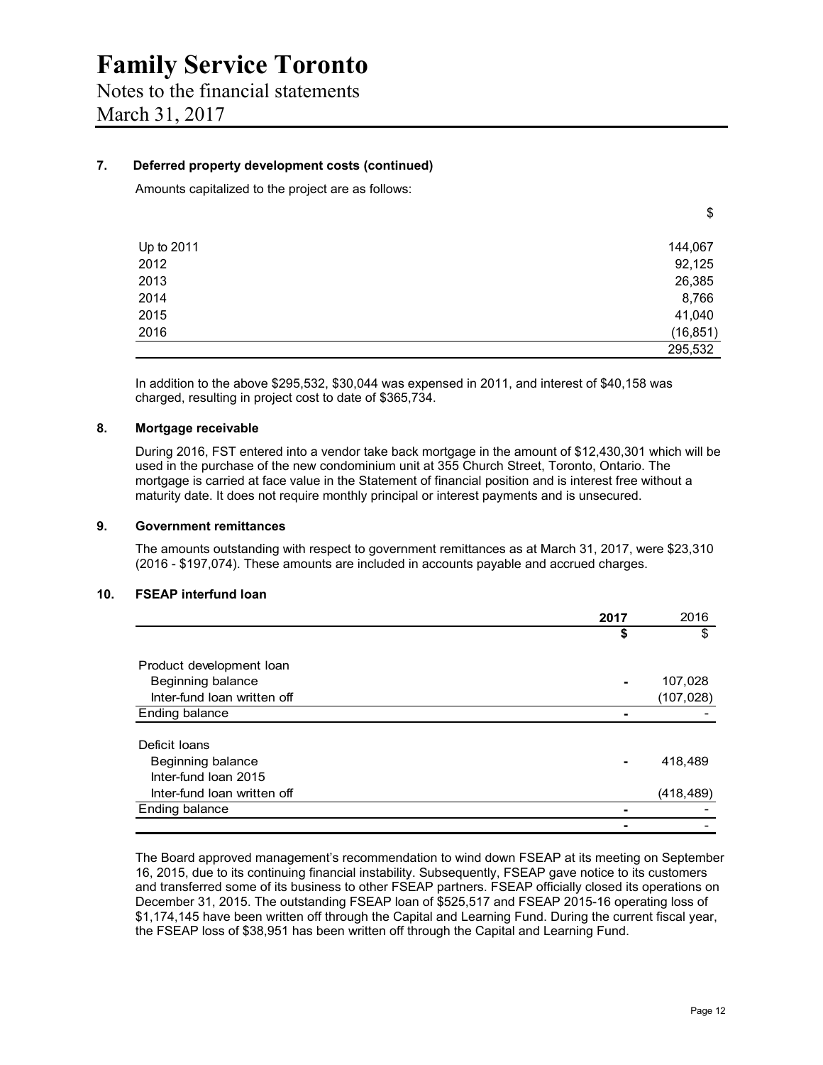### 7. Deferred property development costs (continued)

Amounts capitalized to the project are as follows:

| | $ |
|---|---|
| Up to 2011 | 144,067 |
| 2012 | 92,125 |
| 2013 | 26,385 |
| 2014 | 8,766 |
| 2015 | 41,040 |
| 2016 | (16,851) |
| | 295,532 |

In addition to the above $295,532, $30,044 was expensed in 2011, and interest of $40,158 was charged, resulting in project cost to date of $365,734.

### 8. Mortgage receivable

During 2016, FST entered into a vendor take back mortgage in the amount of $12,430,301 which will be used in the purchase of the new condominium unit at 355 Church Street, Toronto, Ontario. The mortgage is carried at face value in the Statement of financial position and is interest free without a maturity date. It does not require monthly principal or interest payments and is unsecured.

### 9. Government remittances

The amounts outstanding with respect to government remittances as at March 31, 2017, were $23,310 (2016 - $197,074). These amounts are included in accounts payable and accrued charges.

### 10. FSEAP interfund loan

| | **2017** | 2016 |
|---|---|---|
| | **$** | $ |
| Product development loan | | |
| Beginning balance | **-** | 107,028 |
| Inter-fund loan written off | | (107,028) |
| Ending balance | **-** | - |
| Deficit loans | | |
| Beginning balance | **-** | 418,489 |
| Inter-fund loan 2015 | | |
| Inter-fund loan written off | | (418,489) |
| Ending balance | **-** | - |
| | **-** | - |

The Board approved management's recommendation to wind down FSEAP at its meeting on September 16, 2015, due to its continuing financial instability. Subsequently, FSEAP gave notice to its customers and transferred some of its business to other FSEAP partners. FSEAP officially closed its operations on December 31, 2015. The outstanding FSEAP loan of $525,517 and FSEAP 2015-16 operating loss of $1,174,145 have been written off through the Capital and Learning Fund. During the current fiscal year, the FSEAP loss of $38,951 has been written off through the Capital and Learning Fund.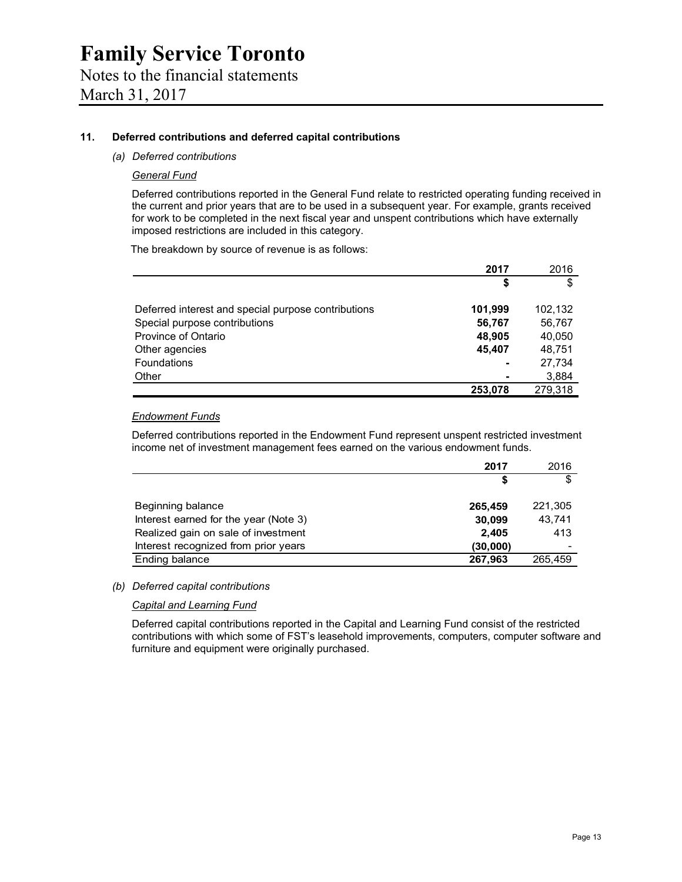## 11. Deferred contributions and deferred capital contributions

### (a) *Deferred contributions*

#### General Fund

Deferred contributions reported in the General Fund relate to restricted operating funding received in the current and prior years that are to be used in a subsequent year. For example, grants received for work to be completed in the next fiscal year and unspent contributions which have externally imposed restrictions are included in this category.

The breakdown by source of revenue is as follows:

| | **2017** | 2016 |
|---|---|---|
| | **$** | $ |
| Deferred interest and special purpose contributions | **101,999** | 102,132 |
| Special purpose contributions | **56,767** | 56,767 |
| Province of Ontario | **48,905** | 40,050 |
| Other agencies | **45,407** | 48,751 |
| Foundations | **-** | 27,734 |
| Other | **-** | 3,884 |
| | **253,078** | 279,318 |

#### Endowment Funds

Deferred contributions reported in the Endowment Fund represent unspent restricted investment income net of investment management fees earned on the various endowment funds.

| | **2017** | 2016 |
|---|---|---|
| | **$** | $ |
| Beginning balance | **265,459** | 221,305 |
| Interest earned for the year (Note 3) | **30,099** | 43,741 |
| Realized gain on sale of investment | **2,405** | 413 |
| Interest recognized from prior years | **(30,000)** | - |
| Ending balance | **267,963** | 265,459 |

### (b) *Deferred capital contributions*

#### Capital and Learning Fund

Deferred capital contributions reported in the Capital and Learning Fund consist of the restricted contributions with which some of FST's leasehold improvements, computers, computer software and furniture and equipment were originally purchased.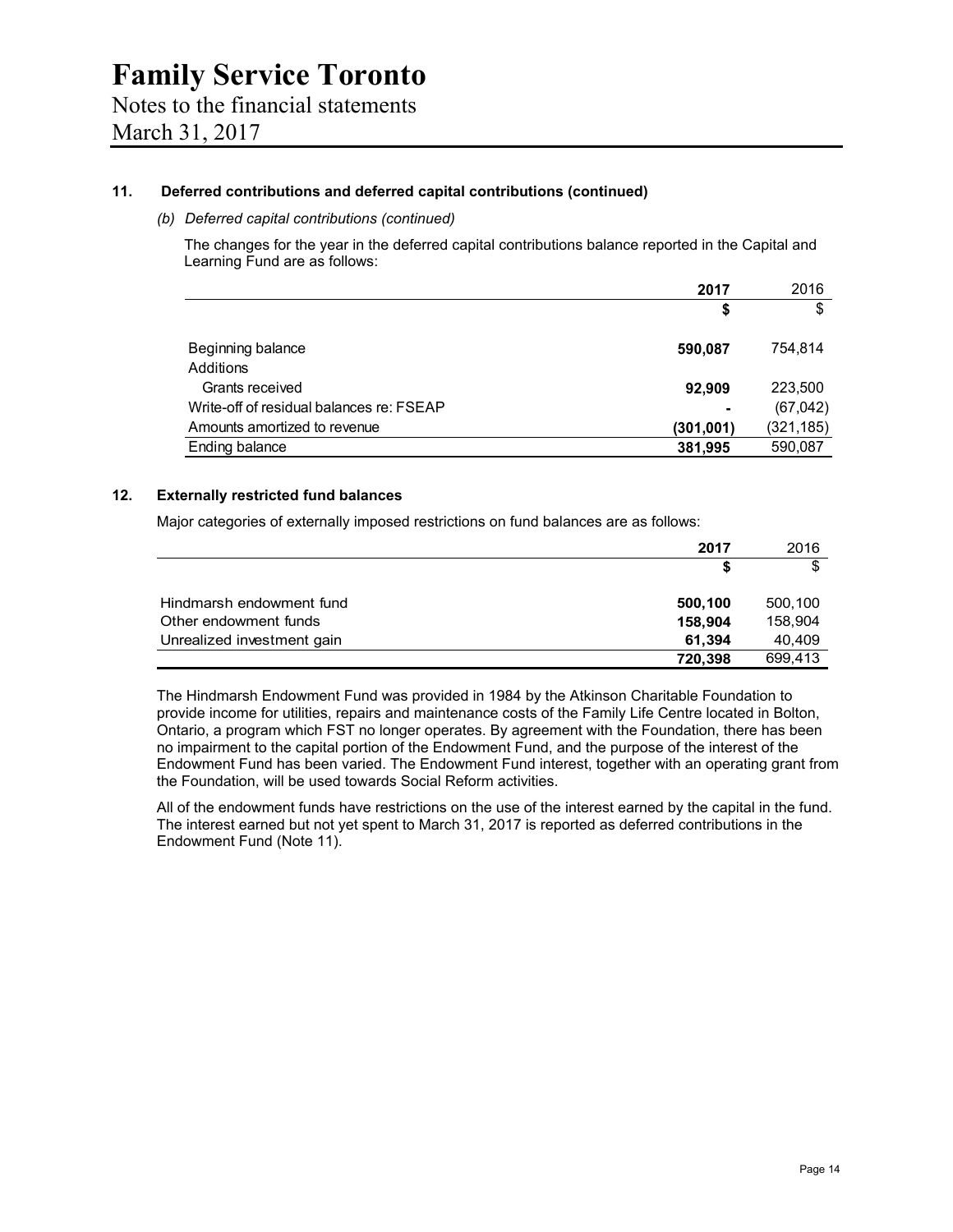# Family Service Toronto

Notes to the financial statements

March 31, 2017

## 11. Deferred contributions and deferred capital contributions (continued)

*(b) Deferred capital contributions (continued)*

The changes for the year in the deferred capital contributions balance reported in the Capital and Learning Fund are as follows:

| | **2017** | 2016 |
|---|---|---|
| | **$** | $ |
| Beginning balance | **590,087** | 754,814 |
| Additions | | |
| Grants received | **92,909** | 223,500 |
| Write-off of residual balances re: FSEAP | **-** | (67,042) |
| Amounts amortized to revenue | **(301,001)** | (321,185) |
| Ending balance | **381,995** | 590,087 |

## 12. Externally restricted fund balances

Major categories of externally imposed restrictions on fund balances are as follows:

| | **2017** | 2016 |
|---|---|---|
| | **$** | $ |
| Hindmarsh endowment fund | **500,100** | 500,100 |
| Other endowment funds | **158,904** | 158,904 |
| Unrealized investment gain | **61,394** | 40,409 |
| | **720,398** | 699,413 |

The Hindmarsh Endowment Fund was provided in 1984 by the Atkinson Charitable Foundation to provide income for utilities, repairs and maintenance costs of the Family Life Centre located in Bolton, Ontario, a program which FST no longer operates. By agreement with the Foundation, there has been no impairment to the capital portion of the Endowment Fund, and the purpose of the interest of the Endowment Fund has been varied. The Endowment Fund interest, together with an operating grant from the Foundation, will be used towards Social Reform activities.

All of the endowment funds have restrictions on the use of the interest earned by the capital in the fund. The interest earned but not yet spent to March 31, 2017 is reported as deferred contributions in the Endowment Fund (Note 11).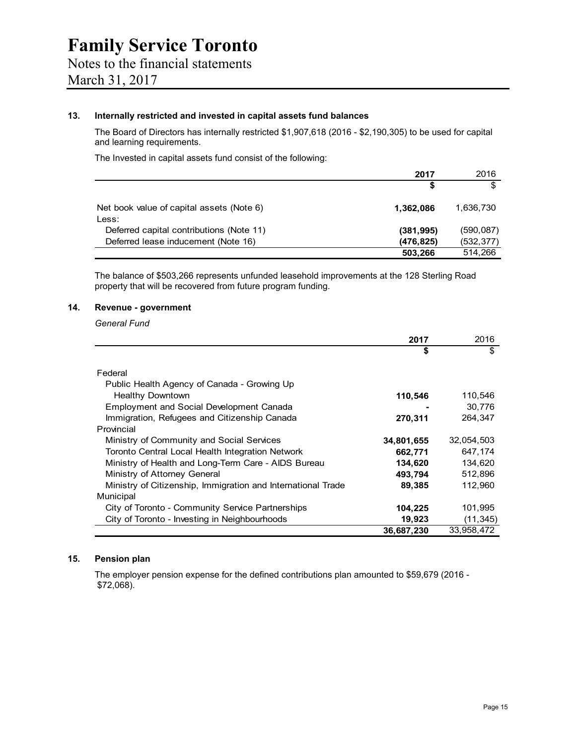# Family Service Toronto

Notes to the financial statements

March 31, 2017

## 13. Internally restricted and invested in capital assets fund balances

The Board of Directors has internally restricted $1,907,618 (2016 - $2,190,305) to be used for capital and learning requirements.

The Invested in capital assets fund consist of the following:

| | **2017** | 2016 |
|---|---|---|
| | **$** | $ |
| Net book value of capital assets (Note 6) | **1,362,086** | 1,636,730 |
| Less: | | |
| Deferred capital contributions (Note 11) | **(381,995)** | (590,087) |
| Deferred lease inducement (Note 16) | **(476,825)** | (532,377) |
| | **503,266** | 514,266 |

The balance of $503,266 represents unfunded leasehold improvements at the 128 Sterling Road property that will be recovered from future program funding.

## 14. Revenue - government

*General Fund*

| | **2017** | 2016 |
|---|---|---|
| | **$** | $ |
| Federal | | |
| Public Health Agency of Canada - Growing Up Healthy Downtown | **110,546** | 110,546 |
| Employment and Social Development Canada | **-** | 30,776 |
| Immigration, Refugees and Citizenship Canada | **270,311** | 264,347 |
| Provincial | | |
| Ministry of Community and Social Services | **34,801,655** | 32,054,503 |
| Toronto Central Local Health Integration Network | **662,771** | 647,174 |
| Ministry of Health and Long-Term Care - AIDS Bureau | **134,620** | 134,620 |
| Ministry of Attorney General | **493,794** | 512,896 |
| Ministry of Citizenship, Immigration and International Trade | **89,385** | 112,960 |
| Municipal | | |
| City of Toronto - Community Service Partnerships | **104,225** | 101,995 |
| City of Toronto - Investing in Neighbourhoods | **19,923** | (11,345) |
| | **36,687,230** | 33,958,472 |

## 15. Pension plan

The employer pension expense for the defined contributions plan amounted to $59,679 (2016 - $72,068).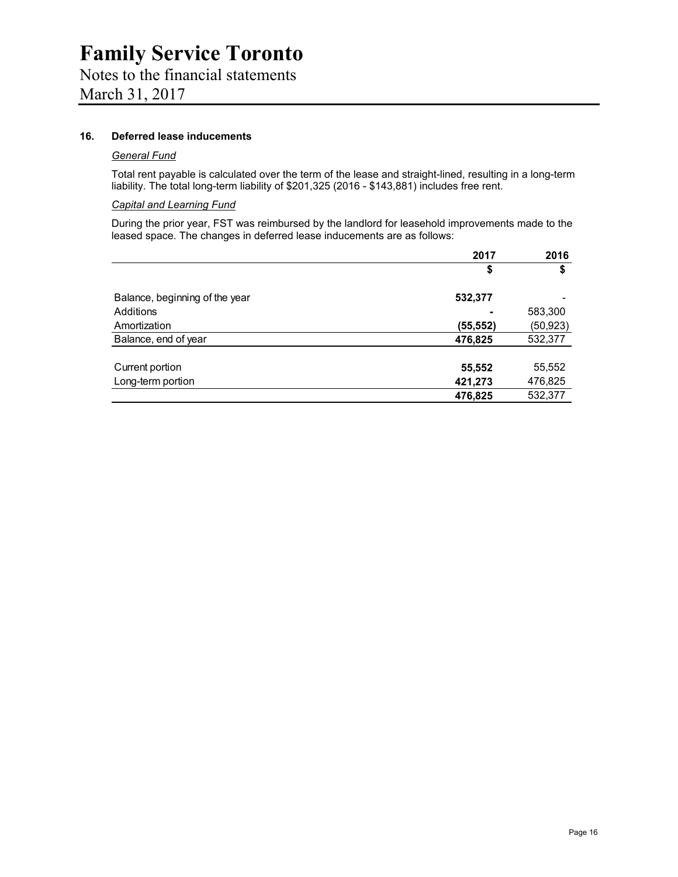# Family Service Toronto

Notes to the financial statements

March 31, 2017

## 16. Deferred lease inducements

*General Fund*

Total rent payable is calculated over the term of the lease and straight-lined, resulting in a long-term liability. The total long-term liability of $201,325 (2016 - $143,881) includes free rent.

*Capital and Learning Fund*

During the prior year, FST was reimbursed by the landlord for leasehold improvements made to the leased space. The changes in deferred lease inducements are as follows:

| | 2017 | 2016 |
|---|---|---|
| | $ | $ |
| Balance, beginning of the year | **532,377** | - |
| Additions | **-** | 583,300 |
| Amortization | **(55,552)** | (50,923) |
| Balance, end of year | **476,825** | 532,377 |
| | | |
| Current portion | **55,552** | 55,552 |
| Long-term portion | **421,273** | 476,825 |
| | **476,825** | 532,377 |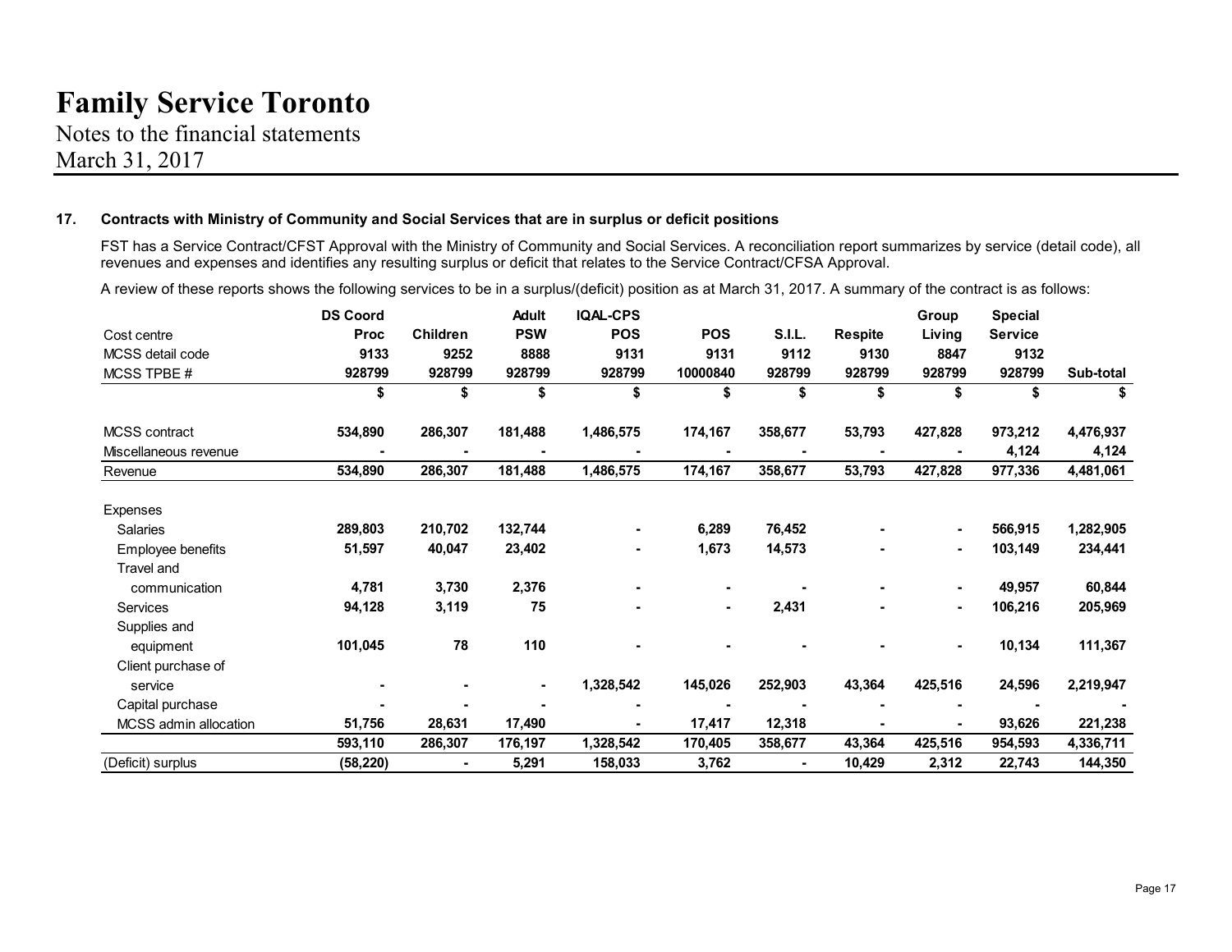# Family Service Toronto

Notes to the financial statements
March 31, 2017

**17. Contracts with Ministry of Community and Social Services that are in surplus or deficit positions**

FST has a Service Contract/CFST Approval with the Ministry of Community and Social Services. A reconciliation report summarizes by service (detail code), all revenues and expenses and identifies any resulting surplus or deficit that relates to the Service Contract/CFSA Approval.

A review of these reports shows the following services to be in a surplus/(deficit) position as at March 31, 2017. A summary of the contract is as follows:

| Cost centre | DS Coord Proc | Children | Adult PSW | IQAL-CPS POS | POS | S.I.L. | Respite | Group Living | Special Service | Sub-total |
|---|---|---|---|---|---|---|---|---|---|---|
| MCSS detail code | 9133 | 9252 | 8888 | 9131 | 9131 | 9112 | 9130 | 8847 | 9132 | |
| MCSS TPBE # | 928799 | 928799 | 928799 | 928799 | 10000840 | 928799 | 928799 | 928799 | 928799 | |
| | $ | $ | $ | $ | $ | $ | $ | $ | $ | $ |
| MCSS contract | 534,890 | 286,307 | 181,488 | 1,486,575 | 174,167 | 358,677 | 53,793 | 427,828 | 973,212 | 4,476,937 |
| Miscellaneous revenue | - | - | - | - | - | - | - | - | 4,124 | 4,124 |
| Revenue | 534,890 | 286,307 | 181,488 | 1,486,575 | 174,167 | 358,677 | 53,793 | 427,828 | 977,336 | 4,481,061 |
| Expenses | | | | | | | | | | |
| Salaries | 289,803 | 210,702 | 132,744 | - | 6,289 | 76,452 | - | - | 566,915 | 1,282,905 |
| Employee benefits | 51,597 | 40,047 | 23,402 | - | 1,673 | 14,573 | - | - | 103,149 | 234,441 |
| Travel and communication | 4,781 | 3,730 | 2,376 | - | - | - | - | - | 49,957 | 60,844 |
| Services | 94,128 | 3,119 | 75 | - | - | 2,431 | - | - | 106,216 | 205,969 |
| Supplies and equipment | 101,045 | 78 | 110 | - | - | - | - | - | 10,134 | 111,367 |
| Client purchase of service | - | - | - | 1,328,542 | 145,026 | 252,903 | 43,364 | 425,516 | 24,596 | 2,219,947 |
| Capital purchase | - | - | - | - | - | - | - | - | - | - |
| MCSS admin allocation | 51,756 | 28,631 | 17,490 | - | 17,417 | 12,318 | - | - | 93,626 | 221,238 |
| | 593,110 | 286,307 | 176,197 | 1,328,542 | 170,405 | 358,677 | 43,364 | 425,516 | 954,593 | 4,336,711 |
| (Deficit) surplus | (58,220) | - | 5,291 | 158,033 | 3,762 | - | 10,429 | 2,312 | 22,743 | 144,350 |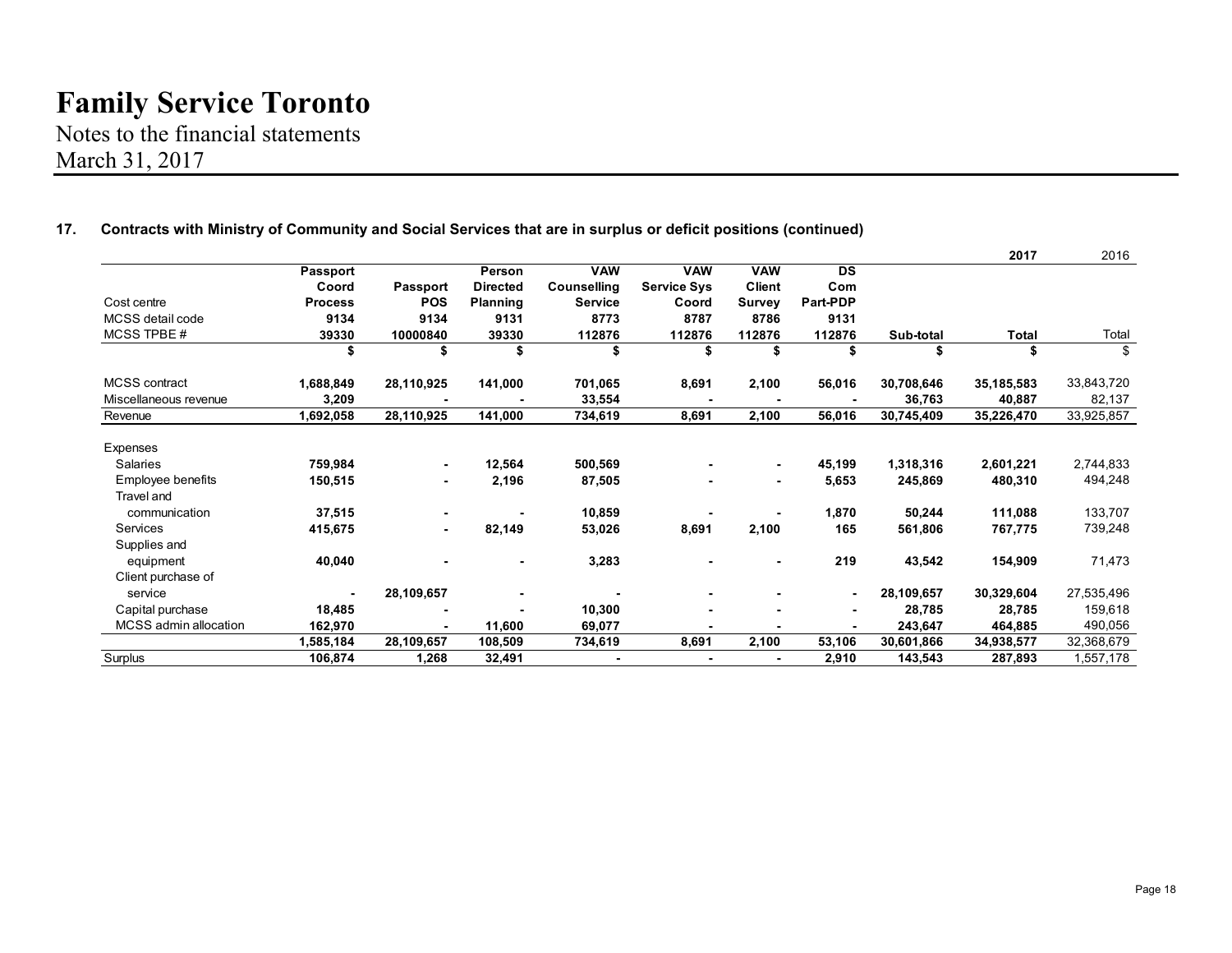# Family Service Toronto

Notes to the financial statements
March 31, 2017

## 17. Contracts with Ministry of Community and Social Services that are in surplus or deficit positions (continued)

| Cost centre | Passport Coord Process | Passport POS | Person Directed Planning | VAW Counselling Service | VAW Service Sys Coord | VAW Client Survey | DS Com Part-PDP | Sub-total | 2017 Total | 2016 Total |
|---|---|---|---|---|---|---|---|---|---|---|
| MCSS detail code | 9134 | 9134 | 9131 | 8773 | 8787 | 8786 | 9131 | | | |
| MCSS TPBE # | 39330 | 10000840 | 39330 | 112876 | 112876 | 112876 | 112876 | | | |
| | $ | $ | $ | $ | $ | $ | $ | $ | $ | $ |
| MCSS contract | 1,688,849 | 28,110,925 | 141,000 | 701,065 | 8,691 | 2,100 | 56,016 | 30,708,646 | 35,185,583 | 33,843,720 |
| Miscellaneous revenue | 3,209 | - | - | 33,554 | - | - | - | 36,763 | 40,887 | 82,137 |
| Revenue | 1,692,058 | 28,110,925 | 141,000 | 734,619 | 8,691 | 2,100 | 56,016 | 30,745,409 | 35,226,470 | 33,925,857 |
| Expenses | | | | | | | | | | |
| Salaries | 759,984 | - | 12,564 | 500,569 | - | - | 45,199 | 1,318,316 | 2,601,221 | 2,744,833 |
| Employee benefits | 150,515 | - | 2,196 | 87,505 | - | - | 5,653 | 245,869 | 480,310 | 494,248 |
| Travel and communication | 37,515 | - | - | 10,859 | - | - | 1,870 | 50,244 | 111,088 | 133,707 |
| Services | 415,675 | - | 82,149 | 53,026 | 8,691 | 2,100 | 165 | 561,806 | 767,775 | 739,248 |
| Supplies and equipment | 40,040 | - | - | 3,283 | - | - | 219 | 43,542 | 154,909 | 71,473 |
| Client purchase of service | - | 28,109,657 | - | - | - | - | - | 28,109,657 | 30,329,604 | 27,535,496 |
| Capital purchase | 18,485 | - | - | 10,300 | - | - | - | 28,785 | 28,785 | 159,618 |
| MCSS admin allocation | 162,970 | - | 11,600 | 69,077 | - | - | - | 243,647 | 464,885 | 490,056 |
| | 1,585,184 | 28,109,657 | 108,509 | 734,619 | 8,691 | 2,100 | 53,106 | 30,601,866 | 34,938,577 | 32,368,679 |
| Surplus | 106,874 | 1,268 | 32,491 | - | - | - | 2,910 | 143,543 | 287,893 | 1,557,178 |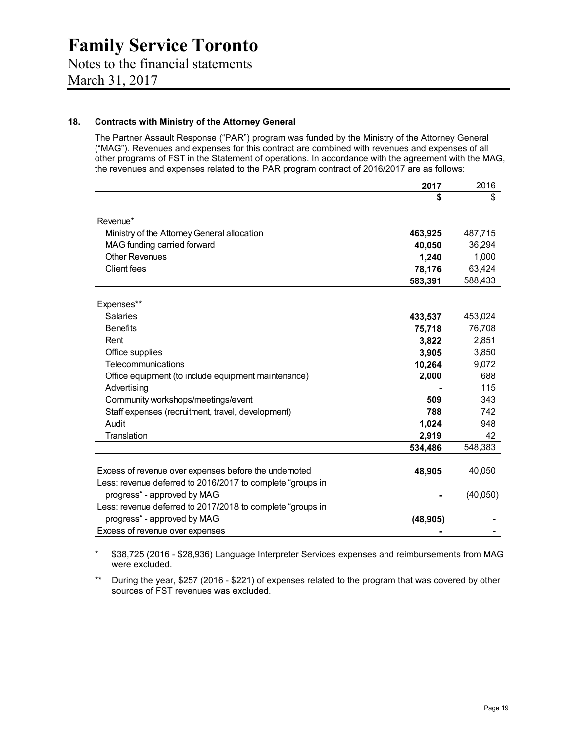# Family Service Toronto

Notes to the financial statements
March 31, 2017

## 18. Contracts with Ministry of the Attorney General

The Partner Assault Response ("PAR") program was funded by the Ministry of the Attorney General ("MAG"). Revenues and expenses for this contract are combined with revenues and expenses of all other programs of FST in the Statement of operations. In accordance with the agreement with the MAG, the revenues and expenses related to the PAR program contract of 2016/2017 are as follows:

| | **2017** | 2016 |
|---|---|---|
| | **$** | $ |
| Revenue* | | |
| Ministry of the Attorney General allocation | **463,925** | 487,715 |
| MAG funding carried forward | **40,050** | 36,294 |
| Other Revenues | **1,240** | 1,000 |
| Client fees | **78,176** | 63,424 |
| | **583,391** | 588,433 |
| Expenses** | | |
| Salaries | **433,537** | 453,024 |
| Benefits | **75,718** | 76,708 |
| Rent | **3,822** | 2,851 |
| Office supplies | **3,905** | 3,850 |
| Telecommunications | **10,264** | 9,072 |
| Office equipment (to include equipment maintenance) | **2,000** | 688 |
| Advertising | **-** | 115 |
| Community workshops/meetings/event | **509** | 343 |
| Staff expenses (recruitment, travel, development) | **788** | 742 |
| Audit | **1,024** | 948 |
| Translation | **2,919** | 42 |
| | **534,486** | 548,383 |
| Excess of revenue over expenses before the undernoted | **48,905** | 40,050 |
| Less: revenue deferred to 2016/2017 to complete "groups in progress" - approved by MAG | **-** | (40,050) |
| Less: revenue deferred to 2017/2018 to complete "groups in progress" - approved by MAG | **(48,905)** | - |
| Excess of revenue over expenses | **-** | - |

\* $38,725 (2016 - $28,936) Language Interpreter Services expenses and reimbursements from MAG were excluded.

\** During the year, $257 (2016 - $221) of expenses related to the program that was covered by other sources of FST revenues was excluded.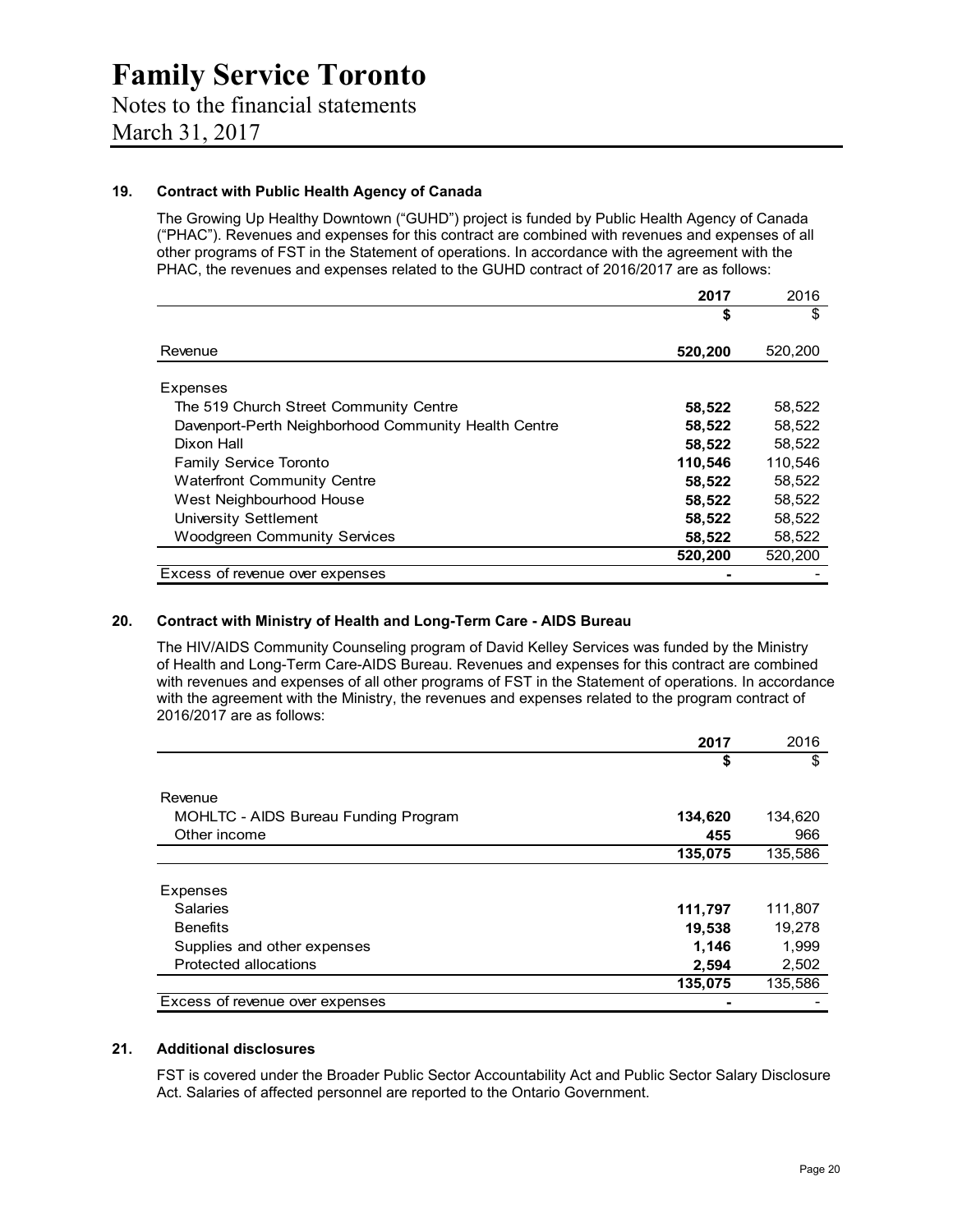# Family Service Toronto

Notes to the financial statements
March 31, 2017

## 19. Contract with Public Health Agency of Canada

The Growing Up Healthy Downtown ("GUHD") project is funded by Public Health Agency of Canada ("PHAC"). Revenues and expenses for this contract are combined with revenues and expenses of all other programs of FST in the Statement of operations. In accordance with the agreement with the PHAC, the revenues and expenses related to the GUHD contract of 2016/2017 are as follows:

| | **2017** | 2016 |
|---|---|---|
| | **$** | $ |
| Revenue | **520,200** | 520,200 |
| Expenses | | |
| The 519 Church Street Community Centre | **58,522** | 58,522 |
| Davenport-Perth Neighborhood Community Health Centre | **58,522** | 58,522 |
| Dixon Hall | **58,522** | 58,522 |
| Family Service Toronto | **110,546** | 110,546 |
| Waterfront Community Centre | **58,522** | 58,522 |
| West Neighbourhood House | **58,522** | 58,522 |
| University Settlement | **58,522** | 58,522 |
| Woodgreen Community Services | **58,522** | 58,522 |
| | **520,200** | 520,200 |
| Excess of revenue over expenses | **-** | - |

## 20. Contract with Ministry of Health and Long-Term Care - AIDS Bureau

The HIV/AIDS Community Counseling program of David Kelley Services was funded by the Ministry of Health and Long-Term Care-AIDS Bureau. Revenues and expenses for this contract are combined with revenues and expenses of all other programs of FST in the Statement of operations. In accordance with the agreement with the Ministry, the revenues and expenses related to the program contract of 2016/2017 are as follows:

| | **2017** | 2016 |
|---|---|---|
| | **$** | $ |
| Revenue | | |
| MOHLTC - AIDS Bureau Funding Program | **134,620** | 134,620 |
| Other income | **455** | 966 |
| | **135,075** | 135,586 |
| Expenses | | |
| Salaries | **111,797** | 111,807 |
| Benefits | **19,538** | 19,278 |
| Supplies and other expenses | **1,146** | 1,999 |
| Protected allocations | **2,594** | 2,502 |
| | **135,075** | 135,586 |
| Excess of revenue over expenses | **-** | - |

## 21. Additional disclosures

FST is covered under the Broader Public Sector Accountability Act and Public Sector Salary Disclosure Act. Salaries of affected personnel are reported to the Ontario Government.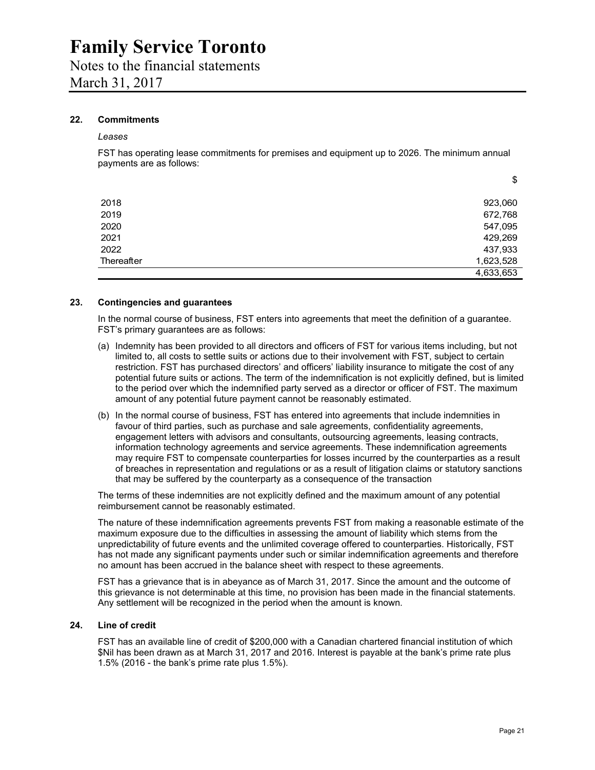# Family Service Toronto

Notes to the financial statements

March 31, 2017

## 22. Commitments

*Leases*

FST has operating lease commitments for premises and equipment up to 2026. The minimum annual payments are as follows:

| | $ |
|---|---:|
| 2018 | 923,060 |
| 2019 | 672,768 |
| 2020 | 547,095 |
| 2021 | 429,269 |
| 2022 | 437,933 |
| Thereafter | 1,623,528 |
| | 4,633,653 |

## 23. Contingencies and guarantees

In the normal course of business, FST enters into agreements that meet the definition of a guarantee. FST's primary guarantees are as follows:

(a) Indemnity has been provided to all directors and officers of FST for various items including, but not limited to, all costs to settle suits or actions due to their involvement with FST, subject to certain restriction. FST has purchased directors' and officers' liability insurance to mitigate the cost of any potential future suits or actions. The term of the indemnification is not explicitly defined, but is limited to the period over which the indemnified party served as a director or officer of FST. The maximum amount of any potential future payment cannot be reasonably estimated.

(b) In the normal course of business, FST has entered into agreements that include indemnities in favour of third parties, such as purchase and sale agreements, confidentiality agreements, engagement letters with advisors and consultants, outsourcing agreements, leasing contracts, information technology agreements and service agreements. These indemnification agreements may require FST to compensate counterparties for losses incurred by the counterparties as a result of breaches in representation and regulations or as a result of litigation claims or statutory sanctions that may be suffered by the counterparty as a consequence of the transaction

The terms of these indemnities are not explicitly defined and the maximum amount of any potential reimbursement cannot be reasonably estimated.

The nature of these indemnification agreements prevents FST from making a reasonable estimate of the maximum exposure due to the difficulties in assessing the amount of liability which stems from the unpredictability of future events and the unlimited coverage offered to counterparties. Historically, FST has not made any significant payments under such or similar indemnification agreements and therefore no amount has been accrued in the balance sheet with respect to these agreements.

FST has a grievance that is in abeyance as of March 31, 2017. Since the amount and the outcome of this grievance is not determinable at this time, no provision has been made in the financial statements. Any settlement will be recognized in the period when the amount is known.

## 24. Line of credit

FST has an available line of credit of $200,000 with a Canadian chartered financial institution of which $Nil has been drawn as at March 31, 2017 and 2016. Interest is payable at the bank's prime rate plus 1.5% (2016 - the bank's prime rate plus 1.5%).